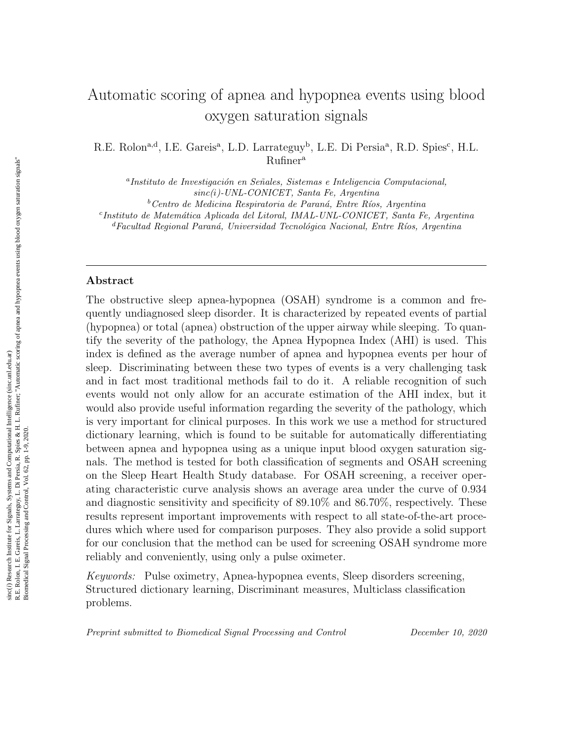# Automatic scoring of apnea and hypopnea events using blood oxygen saturation signals

R.E. Rolon[a,d], I.E. Gareis[a], L.D. Larrateguy[b], L.E. Di Persia[a], R.D. Spies[c], H.L. Rufiner[a]

[a]*Instituto de Investigación en Señales, Sistemas e Inteligencia Computacional, sinc(i)-UNL-CONICET, Santa Fe, Argentina*
[b]*Centro de Medicina Respiratoria de Paraná, Entre Ríos, Argentina*
[c]*Instituto de Matemática Aplicada del Litoral, IMAL-UNL-CONICET, Santa Fe, Argentina*
[d]*Facultad Regional Paraná, Universidad Tecnológica Nacional, Entre Ríos, Argentina*

sinc(*i*) Research Institute for Signals, Systems and Computational Intelligence (sinc.unl.edu.ar)
R.E. Rolon, I. E. Gareis, L. Larrateguy, L. Di Persia, R. Spies & H. L. Rufiner; "Automatic scoring of apnea and hypopnea events using blood oxygen saturation signals"
Biomedical Signal Processing and Control, Vol. 62, pp. 1-9, 2020.

---

## Abstract

The obstructive sleep apnea-hypopnea (OSAH) syndrome is a common and frequently undiagnosed sleep disorder. It is characterized by repeated events of partial (hypopnea) or total (apnea) obstruction of the upper airway while sleeping. To quantify the severity of the pathology, the Apnea Hypopnea Index (AHI) is used. This index is defined as the average number of apnea and hypopnea events per hour of sleep. Discriminating between these two types of events is a very challenging task and in fact most traditional methods fail to do it. A reliable recognition of such events would not only allow for an accurate estimation of the AHI index, but it would also provide useful information regarding the severity of the pathology, which is very important for clinical purposes. In this work we use a method for structured dictionary learning, which is found to be suitable for automatically differentiating between apnea and hypopnea using as a unique input blood oxygen saturation signals. The method is tested for both classification of segments and OSAH screening on the Sleep Heart Health Study database. For OSAH screening, a receiver operating characteristic curve analysis shows an average area under the curve of 0.934 and diagnostic sensitivity and specificity of 89.10% and 86.70%, respectively. These results represent important improvements with respect to all state-of-the-art procedures which where used for comparison purposes. They also provide a solid support for our conclusion that the method can be used for screening OSAH syndrome more reliably and conveniently, using only a pulse oximeter.

*Keywords:* Pulse oximetry, Apnea-hypopnea events, Sleep disorders screening, Structured dictionary learning, Discriminant measures, Multiclass classification problems.

*Preprint submitted to Biomedical Signal Processing and Control* *December 10, 2020*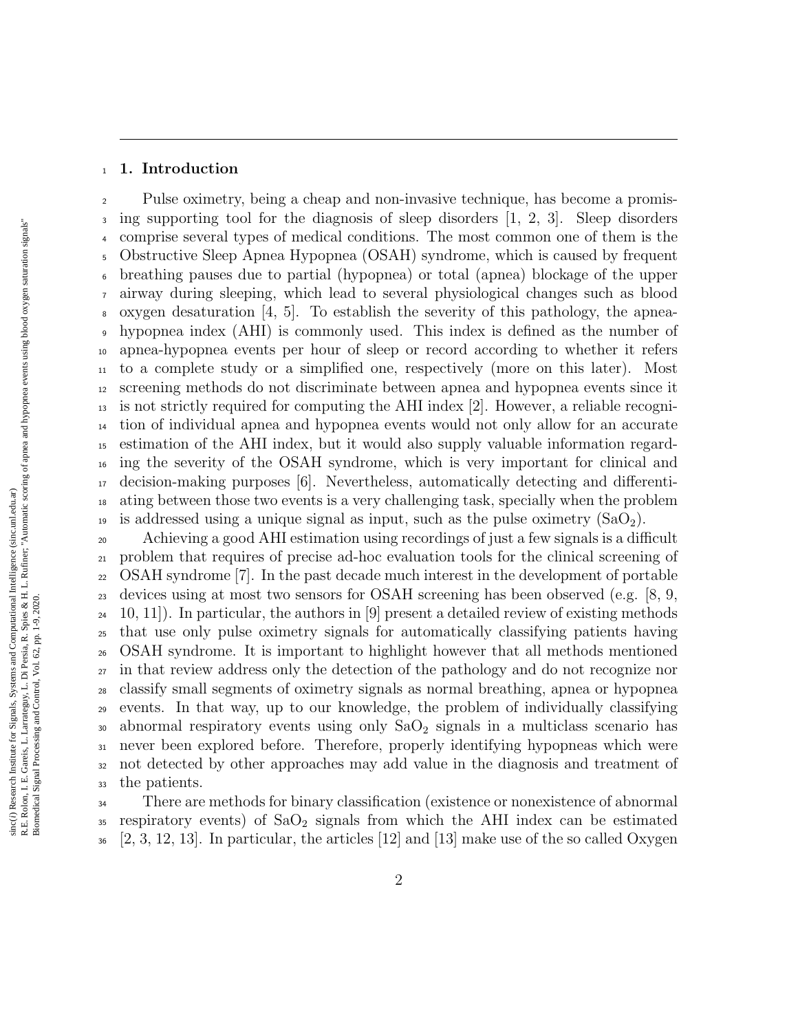## 1. Introduction

Pulse oximetry, being a cheap and non-invasive technique, has become a promising supporting tool for the diagnosis of sleep disorders [1, 2, 3]. Sleep disorders comprise several types of medical conditions. The most common one of them is the Obstructive Sleep Apnea Hypopnea (OSAH) syndrome, which is caused by frequent breathing pauses due to partial (hypopnea) or total (apnea) blockage of the upper airway during sleeping, which lead to several physiological changes such as blood oxygen desaturation [4, 5]. To establish the severity of this pathology, the apnea-hypopnea index (AHI) is commonly used. This index is defined as the number of apnea-hypopnea events per hour of sleep or record according to whether it refers to a complete study or a simplified one, respectively (more on this later). Most screening methods do not discriminate between apnea and hypopnea events since it is not strictly required for computing the AHI index [2]. However, a reliable recognition of individual apnea and hypopnea events would not only allow for an accurate estimation of the AHI index, but it would also supply valuable information regarding the severity of the OSAH syndrome, which is very important for clinical and decision-making purposes [6]. Nevertheless, automatically detecting and differentiating between those two events is a very challenging task, specially when the problem is addressed using a unique signal as input, such as the pulse oximetry ($SaO_2$).

Achieving a good AHI estimation using recordings of just a few signals is a difficult problem that requires of precise ad-hoc evaluation tools for the clinical screening of OSAH syndrome [7]. In the past decade much interest in the development of portable devices using at most two sensors for OSAH screening has been observed (e.g. [8, 9, 10, 11]). In particular, the authors in [9] present a detailed review of existing methods that use only pulse oximetry signals for automatically classifying patients having OSAH syndrome. It is important to highlight however that all methods mentioned in that review address only the detection of the pathology and do not recognize nor classify small segments of oximetry signals as normal breathing, apnea or hypopnea events. In that way, up to our knowledge, the problem of individually classifying abnormal respiratory events using only $SaO_2$ signals in a multiclass scenario has never been explored before. Therefore, properly identifying hypopneas which were not detected by other approaches may add value in the diagnosis and treatment of the patients.

There are methods for binary classification (existence or nonexistence of abnormal respiratory events) of $SaO_2$ signals from which the AHI index can be estimated [2, 3, 12, 13]. In particular, the articles [12] and [13] make use of the so called Oxygen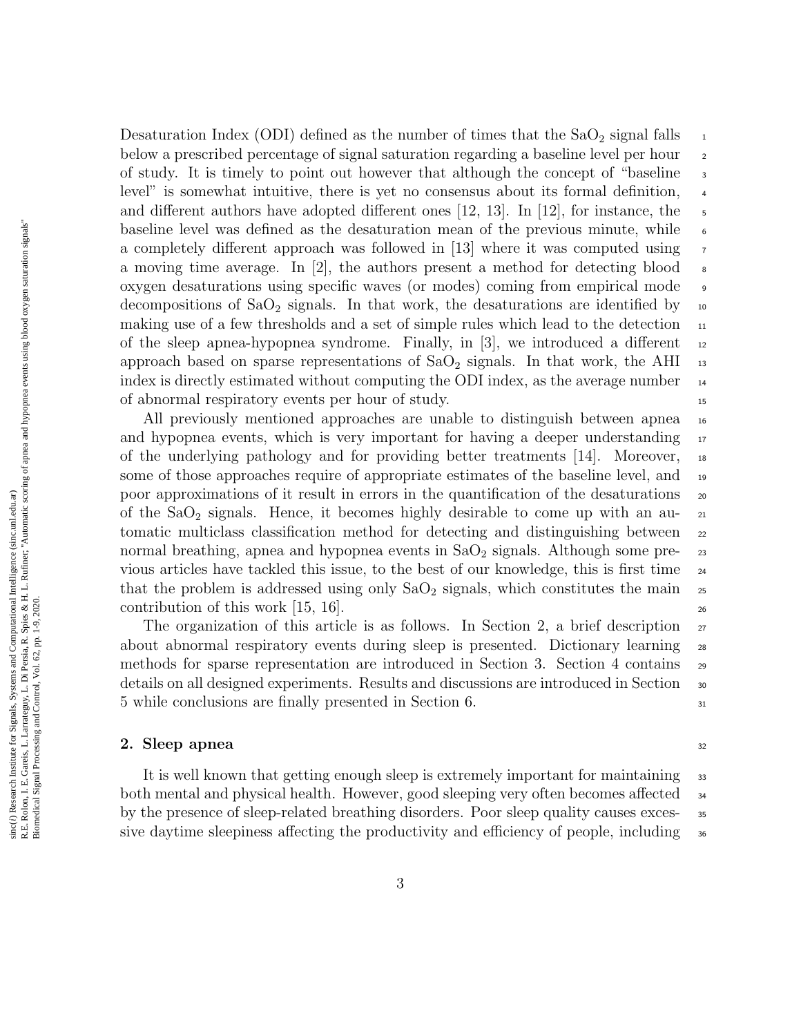Desaturation Index (ODI) defined as the number of times that the $SaO_2$ signal falls below a prescribed percentage of signal saturation regarding a baseline level per hour of study. It is timely to point out however that although the concept of "baseline level" is somewhat intuitive, there is yet no consensus about its formal definition, and different authors have adopted different ones [12, 13]. In [12], for instance, the baseline level was defined as the desaturation mean of the previous minute, while a completely different approach was followed in [13] where it was computed using a moving time average. In [2], the authors present a method for detecting blood oxygen desaturations using specific waves (or modes) coming from empirical mode decompositions of $SaO_2$ signals. In that work, the desaturations are identified by making use of a few thresholds and a set of simple rules which lead to the detection of the sleep apnea-hypopnea syndrome. Finally, in [3], we introduced a different approach based on sparse representations of $SaO_2$ signals. In that work, the AHI index is directly estimated without computing the ODI index, as the average number of abnormal respiratory events per hour of study.

All previously mentioned approaches are unable to distinguish between apnea and hypopnea events, which is very important for having a deeper understanding of the underlying pathology and for providing better treatments [14]. Moreover, some of those approaches require of appropriate estimates of the baseline level, and poor approximations of it result in errors in the quantification of the desaturations of the $SaO_2$ signals. Hence, it becomes highly desirable to come up with an automatic multiclass classification method for detecting and distinguishing between normal breathing, apnea and hypopnea events in $SaO_2$ signals. Although some previous articles have tackled this issue, to the best of our knowledge, this is first time that the problem is addressed using only $SaO_2$ signals, which constitutes the main contribution of this work [15, 16].

The organization of this article is as follows. In Section 2, a brief description about abnormal respiratory events during sleep is presented. Dictionary learning methods for sparse representation are introduced in Section 3. Section 4 contains details on all designed experiments. Results and discussions are introduced in Section 5 while conclusions are finally presented in Section 6.

## 2. Sleep apnea

It is well known that getting enough sleep is extremely important for maintaining both mental and physical health. However, good sleeping very often becomes affected by the presence of sleep-related breathing disorders. Poor sleep quality causes excessive daytime sleepiness affecting the productivity and efficiency of people, including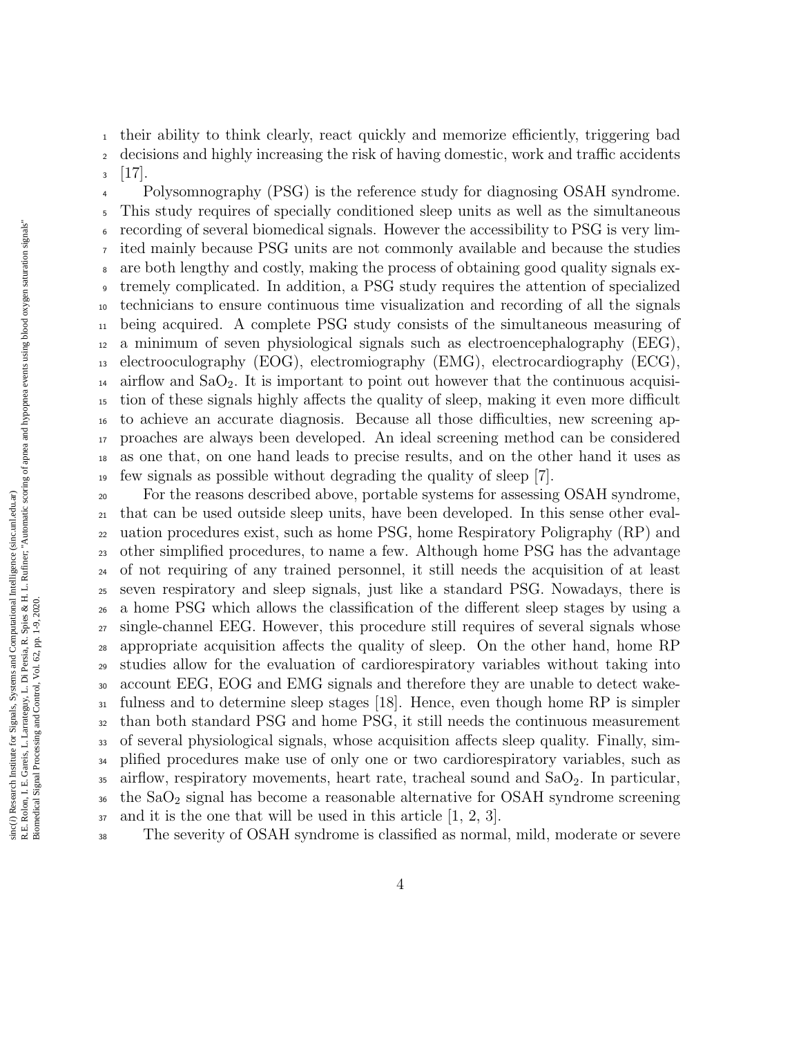their ability to think clearly, react quickly and memorize efficiently, triggering bad decisions and highly increasing the risk of having domestic, work and traffic accidents [17].

Polysomnography (PSG) is the reference study for diagnosing OSAH syndrome. This study requires of specially conditioned sleep units as well as the simultaneous recording of several biomedical signals. However the accessibility to PSG is very limited mainly because PSG units are not commonly available and because the studies are both lengthy and costly, making the process of obtaining good quality signals extremely complicated. In addition, a PSG study requires the attention of specialized technicians to ensure continuous time visualization and recording of all the signals being acquired. A complete PSG study consists of the simultaneous measuring of a minimum of seven physiological signals such as electroencephalography (EEG), electrooculography (EOG), electromiography (EMG), electrocardiography (ECG), airflow and $SaO_2$. It is important to point out however that the continuous acquisition of these signals highly affects the quality of sleep, making it even more difficult to achieve an accurate diagnosis. Because all those difficulties, new screening approaches are always been developed. An ideal screening method can be considered as one that, on one hand leads to precise results, and on the other hand it uses as few signals as possible without degrading the quality of sleep [7].

For the reasons described above, portable systems for assessing OSAH syndrome, that can be used outside sleep units, have been developed. In this sense other evaluation procedures exist, such as home PSG, home Respiratory Poligraphy (RP) and other simplified procedures, to name a few. Although home PSG has the advantage of not requiring of any trained personnel, it still needs the acquisition of at least seven respiratory and sleep signals, just like a standard PSG. Nowadays, there is a home PSG which allows the classification of the different sleep stages by using a single-channel EEG. However, this procedure still requires of several signals whose appropriate acquisition affects the quality of sleep. On the other hand, home RP studies allow for the evaluation of cardiorespiratory variables without taking into account EEG, EOG and EMG signals and therefore they are unable to detect wakefulness and to determine sleep stages [18]. Hence, even though home RP is simpler than both standard PSG and home PSG, it still needs the continuous measurement of several physiological signals, whose acquisition affects sleep quality. Finally, simplified procedures make use of only one or two cardiorespiratory variables, such as airflow, respiratory movements, heart rate, tracheal sound and $SaO_2$. In particular, the $SaO_2$ signal has become a reasonable alternative for OSAH syndrome screening and it is the one that will be used in this article [1, 2, 3].

The severity of OSAH syndrome is classified as normal, mild, moderate or severe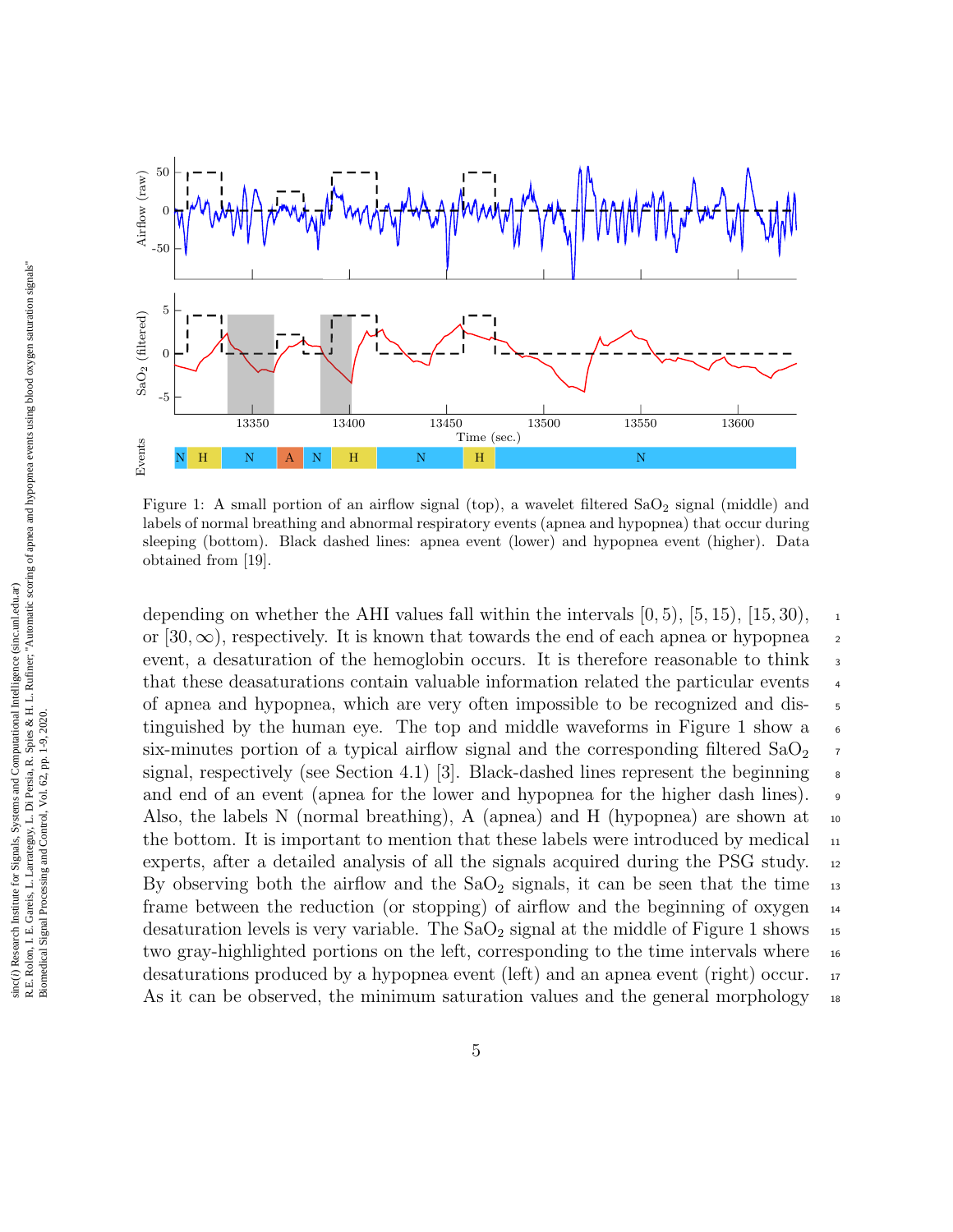Figure 1: A small portion of an airflow signal (top), a wavelet filtered $SaO_2$ signal (middle) and labels of normal breathing and abnormal respiratory events (apnea and hypopnea) that occur during sleeping (bottom). Black dashed lines: apnea event (lower) and hypopnea event (higher). Data obtained from [19].

depending on whether the AHI values fall within the intervals $[0, 5)$, $[5, 15)$, $[15, 30)$, or $[30, \infty)$, respectively. It is known that towards the end of each apnea or hypopnea event, a desaturation of the hemoglobin occurs. It is therefore reasonable to think that these deasaturations contain valuable information related the particular events of apnea and hypopnea, which are very often impossible to be recognized and distinguished by the human eye. The top and middle waveforms in Figure 1 show a six-minutes portion of a typical airflow signal and the corresponding filtered $SaO_2$ signal, respectively (see Section 4.1) [3]. Black-dashed lines represent the beginning and end of an event (apnea for the lower and hypopnea for the higher dash lines). Also, the labels N (normal breathing), A (apnea) and H (hypopnea) are shown at the bottom. It is important to mention that these labels were introduced by medical experts, after a detailed analysis of all the signals acquired during the PSG study. By observing both the airflow and the $SaO_2$ signals, it can be seen that the time frame between the reduction (or stopping) of airflow and the beginning of oxygen desaturation levels is very variable. The $SaO_2$ signal at the middle of Figure 1 shows two gray-highlighted portions on the left, corresponding to the time intervals where desaturations produced by a hypopnea event (left) and an apnea event (right) occur. As it can be observed, the minimum saturation values and the general morphology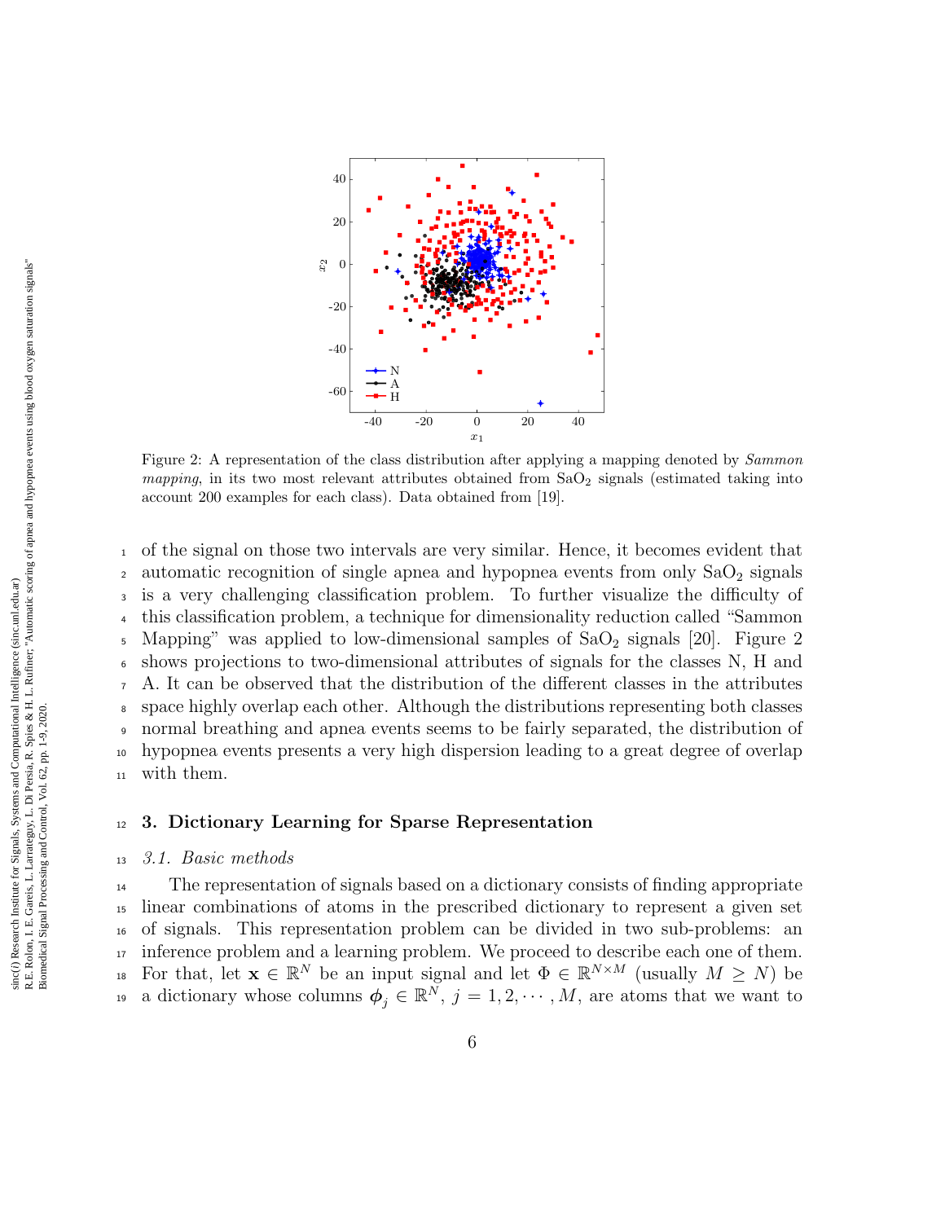Figure 2: A representation of the class distribution after applying a mapping denoted by *Sammon mapping*, in its two most relevant attributes obtained from $SaO_2$ signals (estimated taking into account 200 examples for each class). Data obtained from [19].

of the signal on those two intervals are very similar. Hence, it becomes evident that automatic recognition of single apnea and hypopnea events from only $SaO_2$ signals is a very challenging classification problem. To further visualize the difficulty of this classification problem, a technique for dimensionality reduction called "Sammon Mapping" was applied to low-dimensional samples of $SaO_2$ signals [20]. Figure 2 shows projections to two-dimensional attributes of signals for the classes N, H and A. It can be observed that the distribution of the different classes in the attributes space highly overlap each other. Although the distributions representing both classes normal breathing and apnea events seems to be fairly separated, the distribution of hypopnea events presents a very high dispersion leading to a great degree of overlap with them.

## 3. Dictionary Learning for Sparse Representation

### *3.1. Basic methods*

The representation of signals based on a dictionary consists of finding appropriate linear combinations of atoms in the prescribed dictionary to represent a given set of signals. This representation problem can be divided in two sub-problems: an inference problem and a learning problem. We proceed to describe each one of them. For that, let $\mathbf{x} \in \mathbb{R}^N$ be an input signal and let $\Phi \in \mathbb{R}^{N \times M}$ (usually $M \geq N$) be a dictionary whose columns $\boldsymbol{\phi}_j \in \mathbb{R}^N$, $j = 1, 2, \cdots, M$, are atoms that we want to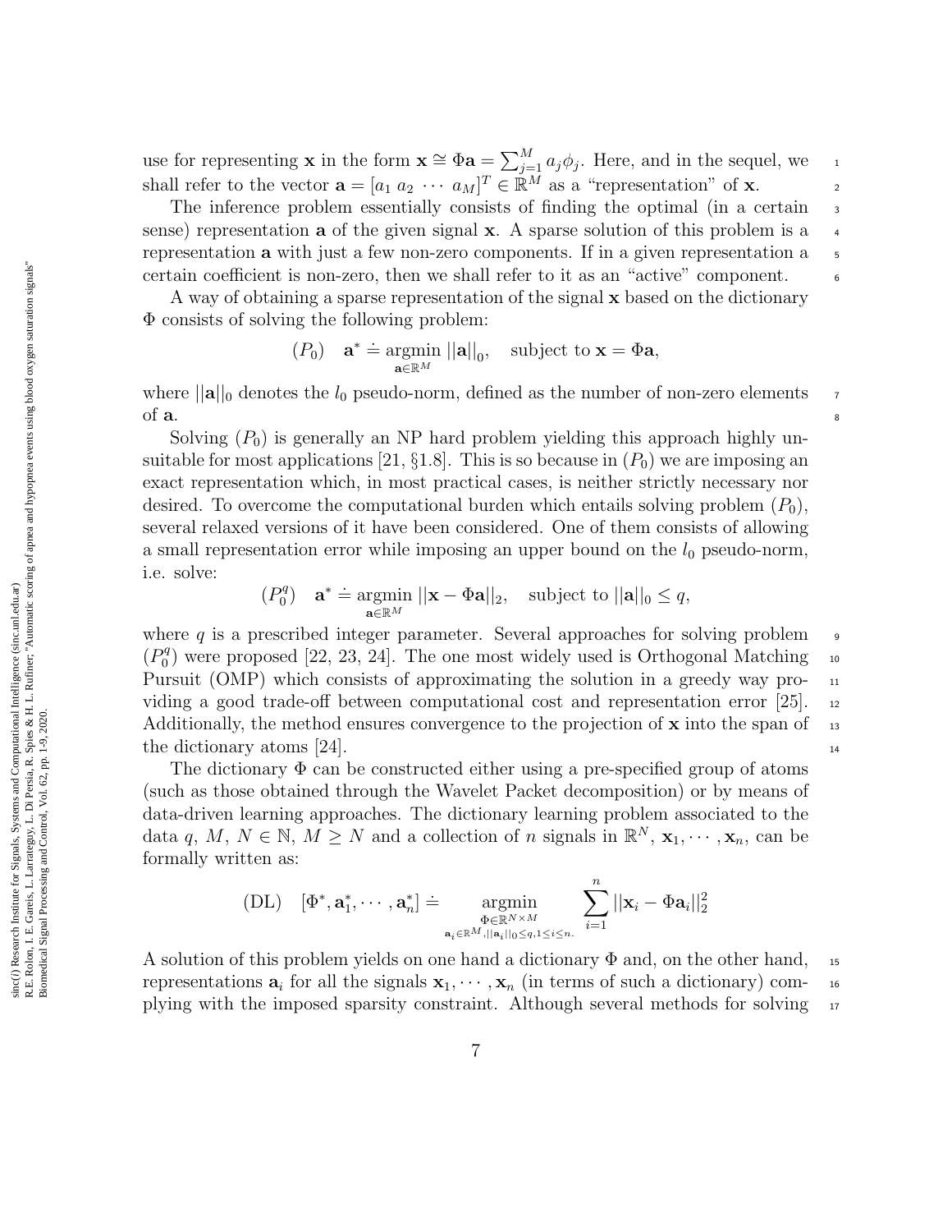use for representing $\mathbf{x}$ in the form $\mathbf{x} \cong \Phi\mathbf{a} = \sum_{j=1}^{M} a_j \phi_j$. Here, and in the sequel, we shall refer to the vector $\mathbf{a} = [a_1 \ a_2 \ \cdots \ a_M]^T \in \mathbb{R}^M$ as a "representation" of $\mathbf{x}$.

The inference problem essentially consists of finding the optimal (in a certain sense) representation $\mathbf{a}$ of the given signal $\mathbf{x}$. A sparse solution of this problem is a representation $\mathbf{a}$ with just a few non-zero components. If in a given representation a certain coefficient is non-zero, then we shall refer to it as an "active" component.

A way of obtaining a sparse representation of the signal $\mathbf{x}$ based on the dictionary $\Phi$ consists of solving the following problem:

$$(P_0) \quad \mathbf{a}^* \doteq \underset{\mathbf{a} \in \mathbb{R}^M}{\operatorname{argmin}} \, ||\mathbf{a}||_0, \quad \text{subject to } \mathbf{x} = \Phi\mathbf{a},$$

where $||\mathbf{a}||_0$ denotes the $l_0$ pseudo-norm, defined as the number of non-zero elements of $\mathbf{a}$.

Solving $(P_0)$ is generally an NP hard problem yielding this approach highly unsuitable for most applications [21, §1.8]. This is so because in $(P_0)$ we are imposing an exact representation which, in most practical cases, is neither strictly necessary nor desired. To overcome the computational burden which entails solving problem $(P_0)$, several relaxed versions of it have been considered. One of them consists of allowing a small representation error while imposing an upper bound on the $l_0$ pseudo-norm, i.e. solve:

$$(P_0^q) \quad \mathbf{a}^* \doteq \underset{\mathbf{a} \in \mathbb{R}^M}{\operatorname{argmin}} \, ||\mathbf{x} - \Phi\mathbf{a}||_2, \quad \text{subject to } ||\mathbf{a}||_0 \leq q,$$

where $q$ is a prescribed integer parameter. Several approaches for solving problem $(P_0^q)$ were proposed [22, 23, 24]. The one most widely used is Orthogonal Matching Pursuit (OMP) which consists of approximating the solution in a greedy way providing a good trade-off between computational cost and representation error [25]. Additionally, the method ensures convergence to the projection of $\mathbf{x}$ into the span of the dictionary atoms [24].

The dictionary $\Phi$ can be constructed either using a pre-specified group of atoms (such as those obtained through the Wavelet Packet decomposition) or by means of data-driven learning approaches. The dictionary learning problem associated to the data $q$, $M$, $N \in \mathbb{N}$, $M \geq N$ and a collection of $n$ signals in $\mathbb{R}^N$, $\mathbf{x}_1, \cdots, \mathbf{x}_n$, can be formally written as:

$$(\text{DL}) \quad [\Phi^*, \mathbf{a}_1^*, \cdots, \mathbf{a}_n^*] \doteq \underset{\substack{\Phi \in \mathbb{R}^{N \times M} \\ \mathbf{a}_i \in \mathbb{R}^M, ||\mathbf{a}_i||_0 \leq q, 1 \leq i \leq n.}}{\operatorname{argmin}} \sum_{i=1}^{n} ||\mathbf{x}_i - \Phi\mathbf{a}_i||_2^2$$

A solution of this problem yields on one hand a dictionary $\Phi$ and, on the other hand, representations $\mathbf{a}_i$ for all the signals $\mathbf{x}_1, \cdots, \mathbf{x}_n$ (in terms of such a dictionary) complying with the imposed sparsity constraint. Although several methods for solving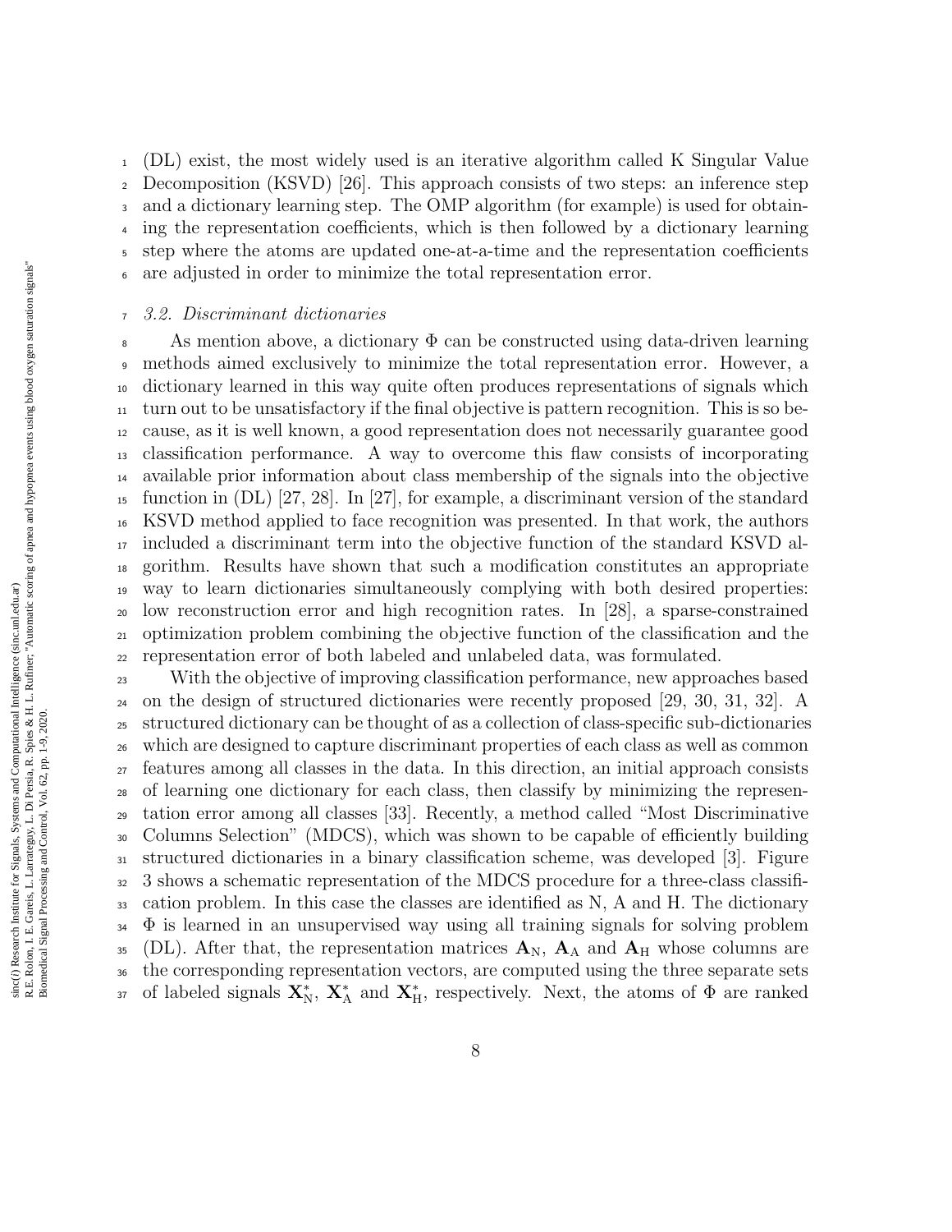(DL) exist, the most widely used is an iterative algorithm called K Singular Value Decomposition (KSVD) [26]. This approach consists of two steps: an inference step and a dictionary learning step. The OMP algorithm (for example) is used for obtaining the representation coefficients, which is then followed by a dictionary learning step where the atoms are updated one-at-a-time and the representation coefficients are adjusted in order to minimize the total representation error.

### *3.2. Discriminant dictionaries*

As mention above, a dictionary $\Phi$ can be constructed using data-driven learning methods aimed exclusively to minimize the total representation error. However, a dictionary learned in this way quite often produces representations of signals which turn out to be unsatisfactory if the final objective is pattern recognition. This is so because, as it is well known, a good representation does not necessarily guarantee good classification performance. A way to overcome this flaw consists of incorporating available prior information about class membership of the signals into the objective function in (DL) [27, 28]. In [27], for example, a discriminant version of the standard KSVD method applied to face recognition was presented. In that work, the authors included a discriminant term into the objective function of the standard KSVD algorithm. Results have shown that such a modification constitutes an appropriate way to learn dictionaries simultaneously complying with both desired properties: low reconstruction error and high recognition rates. In [28], a sparse-constrained optimization problem combining the objective function of the classification and the representation error of both labeled and unlabeled data, was formulated.

With the objective of improving classification performance, new approaches based on the design of structured dictionaries were recently proposed [29, 30, 31, 32]. A structured dictionary can be thought of as a collection of class-specific sub-dictionaries which are designed to capture discriminant properties of each class as well as common features among all classes in the data. In this direction, an initial approach consists of learning one dictionary for each class, then classify by minimizing the representation error among all classes [33]. Recently, a method called "Most Discriminative Columns Selection" (MDCS), which was shown to be capable of efficiently building structured dictionaries in a binary classification scheme, was developed [3]. Figure 3 shows a schematic representation of the MDCS procedure for a three-class classification problem. In this case the classes are identified as N, A and H. The dictionary $\Phi$ is learned in an unsupervised way using all training signals for solving problem (DL). After that, the representation matrices $\mathbf{A}_{\mathrm{N}}$, $\mathbf{A}_{\mathrm{A}}$ and $\mathbf{A}_{\mathrm{H}}$ whose columns are the corresponding representation vectors, are computed using the three separate sets of labeled signals $\mathbf{X}^*_{\mathrm{N}}$, $\mathbf{X}^*_{\mathrm{A}}$ and $\mathbf{X}^*_{\mathrm{H}}$, respectively. Next, the atoms of $\Phi$ are ranked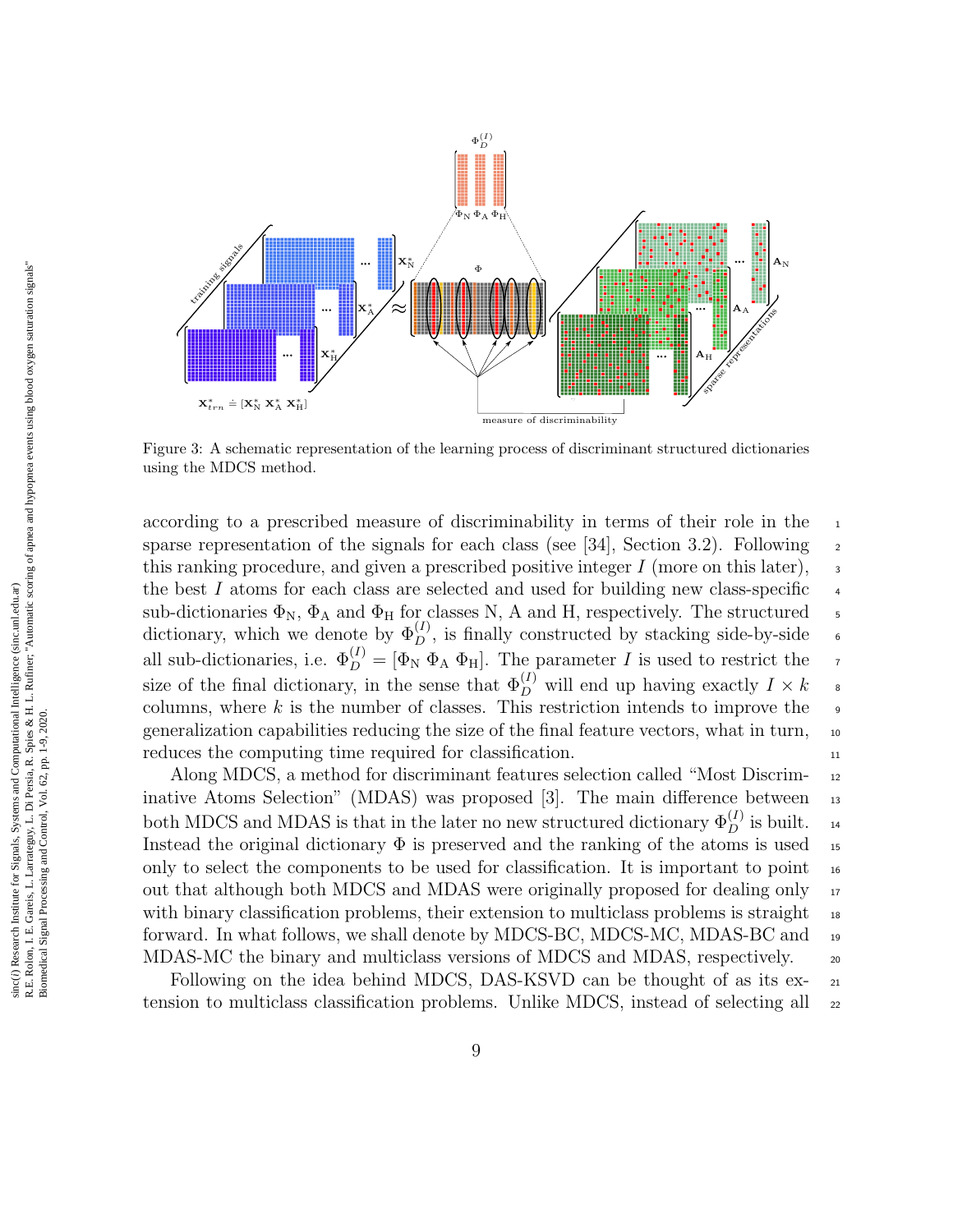Figure 3: A schematic representation of the learning process of discriminant structured dictionaries using the MDCS method.

according to a prescribed measure of discriminability in terms of their role in the sparse representation of the signals for each class (see [34], Section 3.2). Following this ranking procedure, and given a prescribed positive integer $I$ (more on this later), the best $I$ atoms for each class are selected and used for building new class-specific sub-dictionaries $\Phi_{\mathrm{N}}$, $\Phi_{\mathrm{A}}$ and $\Phi_{\mathrm{H}}$ for classes N, A and H, respectively. The structured dictionary, which we denote by $\Phi_D^{(I)}$, is finally constructed by stacking side-by-side all sub-dictionaries, i.e. $\Phi_D^{(I)} = [\Phi_{\mathrm{N}}\ \Phi_{\mathrm{A}}\ \Phi_{\mathrm{H}}]$. The parameter $I$ is used to restrict the size of the final dictionary, in the sense that $\Phi_D^{(I)}$ will end up having exactly $I \times k$ columns, where $k$ is the number of classes. This restriction intends to improve the generalization capabilities reducing the size of the final feature vectors, what in turn, reduces the computing time required for classification.

Along MDCS, a method for discriminant features selection called "Most Discriminative Atoms Selection" (MDAS) was proposed [3]. The main difference between both MDCS and MDAS is that in the later no new structured dictionary $\Phi_D^{(I)}$ is built. Instead the original dictionary $\Phi$ is preserved and the ranking of the atoms is used only to select the components to be used for classification. It is important to point out that although both MDCS and MDAS were originally proposed for dealing only with binary classification problems, their extension to multiclass problems is straight forward. In what follows, we shall denote by MDCS-BC, MDCS-MC, MDAS-BC and MDAS-MC the binary and multiclass versions of MDCS and MDAS, respectively.

Following on the idea behind MDCS, DAS-KSVD can be thought of as its extension to multiclass classification problems. Unlike MDCS, instead of selecting all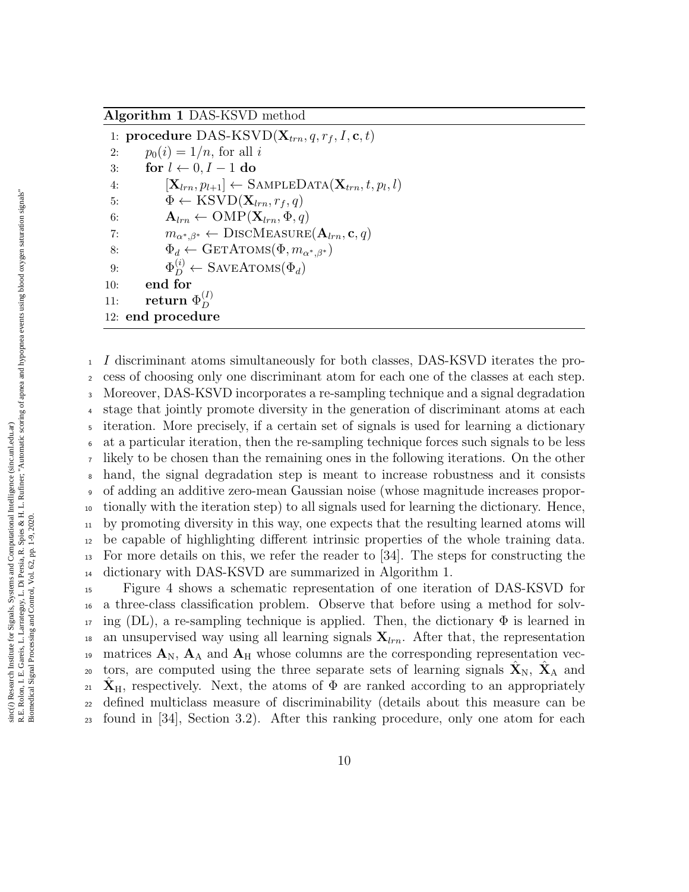**Algorithm 1** DAS-KSVD method

```
1: procedure DAS-KSVD(X_trn, q, r_f, I, c, t)
2:     p_0(i) = 1/n, for all i
3:     for l ← 0, I − 1 do
4:         [X_lrn, p_{l+1}] ← SampleData(X_trn, t, p_l, l)
5:         Φ ← KSVD(X_lrn, r_f, q)
6:         A_lrn ← OMP(X_lrn, Φ, q)
7:         m_{α*,β*} ← DiscMeasure(A_lrn, c, q)
8:         Φ_d ← GetAtoms(Φ, m_{α*,β*})
9:         Φ_D^(i) ← SaveAtoms(Φ_d)
10:    end for
11:    return Φ_D^(I)
12: end procedure
```

$I$ discriminant atoms simultaneously for both classes, DAS-KSVD iterates the process of choosing only one discriminant atom for each one of the classes at each step. Moreover, DAS-KSVD incorporates a re-sampling technique and a signal degradation stage that jointly promote diversity in the generation of discriminant atoms at each iteration. More precisely, if a certain set of signals is used for learning a dictionary at a particular iteration, then the re-sampling technique forces such signals to be less likely to be chosen than the remaining ones in the following iterations. On the other hand, the signal degradation step is meant to increase robustness and it consists of adding an additive zero-mean Gaussian noise (whose magnitude increases proportionally with the iteration step) to all signals used for learning the dictionary. Hence, by promoting diversity in this way, one expects that the resulting learned atoms will be capable of highlighting different intrinsic properties of the whole training data. For more details on this, we refer the reader to [34]. The steps for constructing the dictionary with DAS-KSVD are summarized in Algorithm 1.

Figure 4 shows a schematic representation of one iteration of DAS-KSVD for a three-class classification problem. Observe that before using a method for solving (DL), a re-sampling technique is applied. Then, the dictionary $\Phi$ is learned in an unsupervised way using all learning signals $\mathbf{X}_{lrn}$. After that, the representation matrices $\mathbf{A}_{\mathrm{N}}$, $\mathbf{A}_{\mathrm{A}}$ and $\mathbf{A}_{\mathrm{H}}$ whose columns are the corresponding representation vectors, are computed using the three separate sets of learning signals $\hat{\mathbf{X}}_{\mathrm{N}}$, $\hat{\mathbf{X}}_{\mathrm{A}}$ and $\hat{\mathbf{X}}_{\mathrm{H}}$, respectively. Next, the atoms of $\Phi$ are ranked according to an appropriately defined multiclass measure of discriminability (details about this measure can be found in [34], Section 3.2). After this ranking procedure, only one atom for each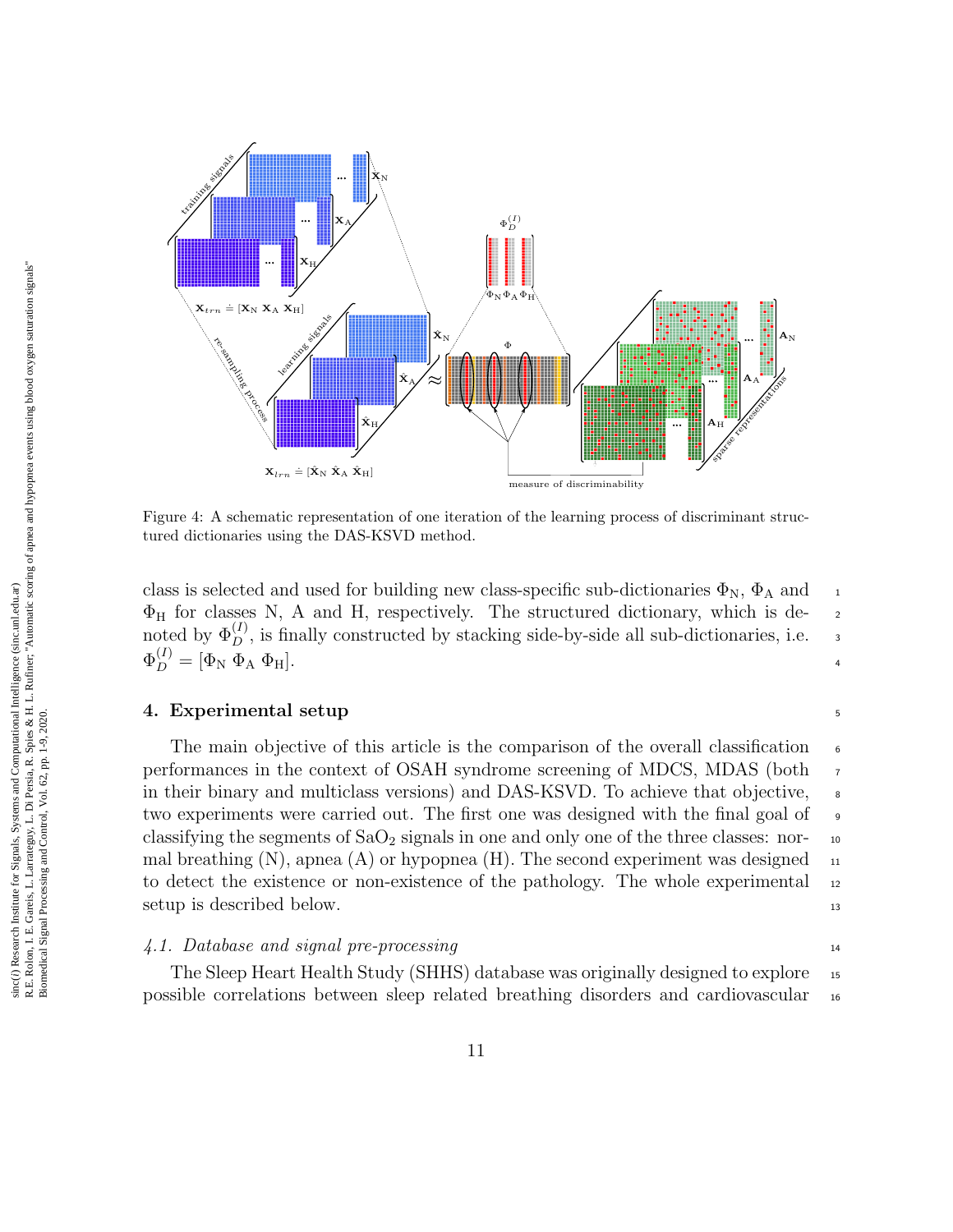Figure 4: A schematic representation of one iteration of the learning process of discriminant structured dictionaries using the DAS-KSVD method.

class is selected and used for building new class-specific sub-dictionaries $\Phi_{\mathrm{N}}$, $\Phi_{\mathrm{A}}$ and $\Phi_{\mathrm{H}}$ for classes N, A and H, respectively. The structured dictionary, which is denoted by $\Phi_D^{(I)}$, is finally constructed by stacking side-by-side all sub-dictionaries, i.e. $\Phi_D^{(I)} = [\Phi_{\mathrm{N}}\ \Phi_{\mathrm{A}}\ \Phi_{\mathrm{H}}]$.

## 4. Experimental setup

The main objective of this article is the comparison of the overall classification performances in the context of OSAH syndrome screening of MDCS, MDAS (both in their binary and multiclass versions) and DAS-KSVD. To achieve that objective, two experiments were carried out. The first one was designed with the final goal of classifying the segments of $\mathrm{SaO_2}$ signals in one and only one of the three classes: normal breathing (N), apnea (A) or hypopnea (H). The second experiment was designed to detect the existence or non-existence of the pathology. The whole experimental setup is described below.

### *4.1. Database and signal pre-processing*

The Sleep Heart Health Study (SHHS) database was originally designed to explore possible correlations between sleep related breathing disorders and cardiovascular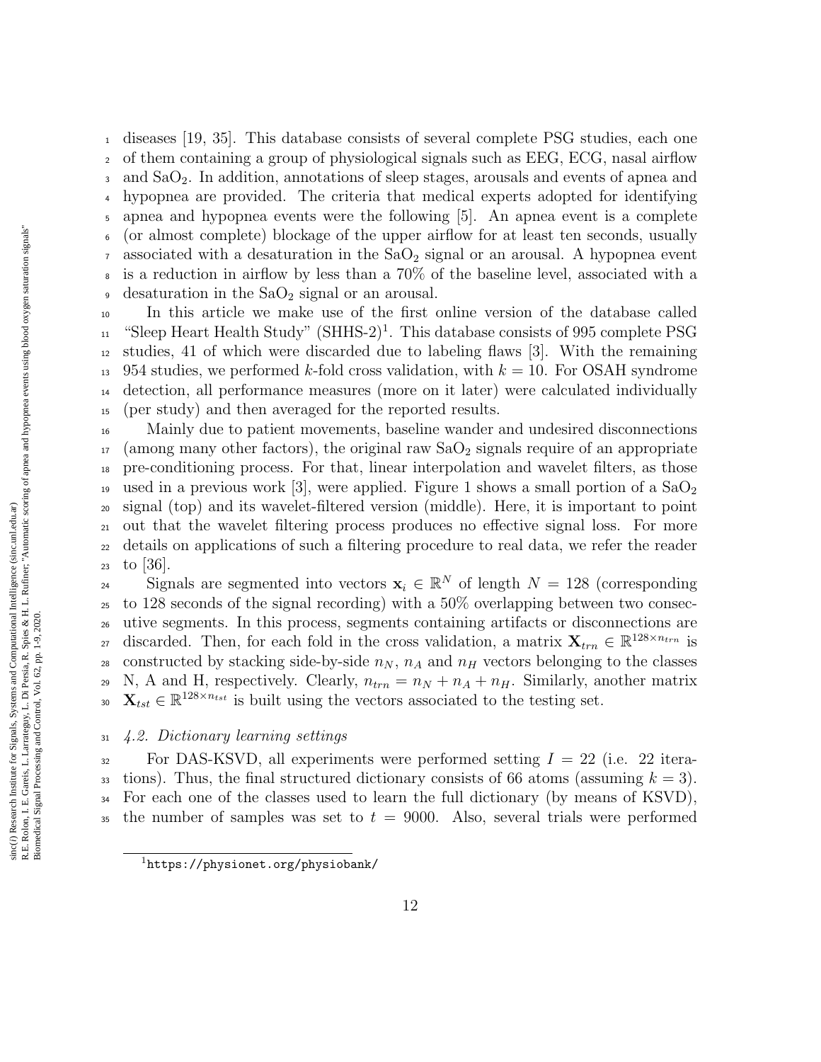diseases [19, 35]. This database consists of several complete PSG studies, each one of them containing a group of physiological signals such as EEG, ECG, nasal airflow and $SaO_2$. In addition, annotations of sleep stages, arousals and events of apnea and hypopnea are provided. The criteria that medical experts adopted for identifying apnea and hypopnea events were the following [5]. An apnea event is a complete (or almost complete) blockage of the upper airflow for at least ten seconds, usually associated with a desaturation in the $SaO_2$ signal or an arousal. A hypopnea event is a reduction in airflow by less than a 70% of the baseline level, associated with a desaturation in the $SaO_2$ signal or an arousal.

In this article we make use of the first online version of the database called "Sleep Heart Health Study" (SHHS-2)[1]. This database consists of 995 complete PSG studies, 41 of which were discarded due to labeling flaws [3]. With the remaining 954 studies, we performed $k$-fold cross validation, with $k = 10$. For OSAH syndrome detection, all performance measures (more on it later) were calculated individually (per study) and then averaged for the reported results.

Mainly due to patient movements, baseline wander and undesired disconnections (among many other factors), the original raw $SaO_2$ signals require of an appropriate pre-conditioning process. For that, linear interpolation and wavelet filters, as those used in a previous work [3], were applied. Figure 1 shows a small portion of a $SaO_2$ signal (top) and its wavelet-filtered version (middle). Here, it is important to point out that the wavelet filtering process produces no effective signal loss. For more details on applications of such a filtering procedure to real data, we refer the reader to [36].

Signals are segmented into vectors $\mathbf{x}_i \in \mathbb{R}^N$ of length $N = 128$ (corresponding to 128 seconds of the signal recording) with a 50% overlapping between two consecutive segments. In this process, segments containing artifacts or disconnections are discarded. Then, for each fold in the cross validation, a matrix $\mathbf{X}_{trn} \in \mathbb{R}^{128 \times n_{trn}}$ is constructed by stacking side-by-side $n_N$, $n_A$ and $n_H$ vectors belonging to the classes N, A and H, respectively. Clearly, $n_{trn} = n_N + n_A + n_H$. Similarly, another matrix $\mathbf{X}_{tst} \in \mathbb{R}^{128 \times n_{tst}}$ is built using the vectors associated to the testing set.

### *4.2. Dictionary learning settings*

For DAS-KSVD, all experiments were performed setting $I = 22$ (i.e. 22 iterations). Thus, the final structured dictionary consists of 66 atoms (assuming $k = 3$). For each one of the classes used to learn the full dictionary (by means of KSVD), the number of samples was set to $t = 9000$. Also, several trials were performed

[1] https://physionet.org/physiobank/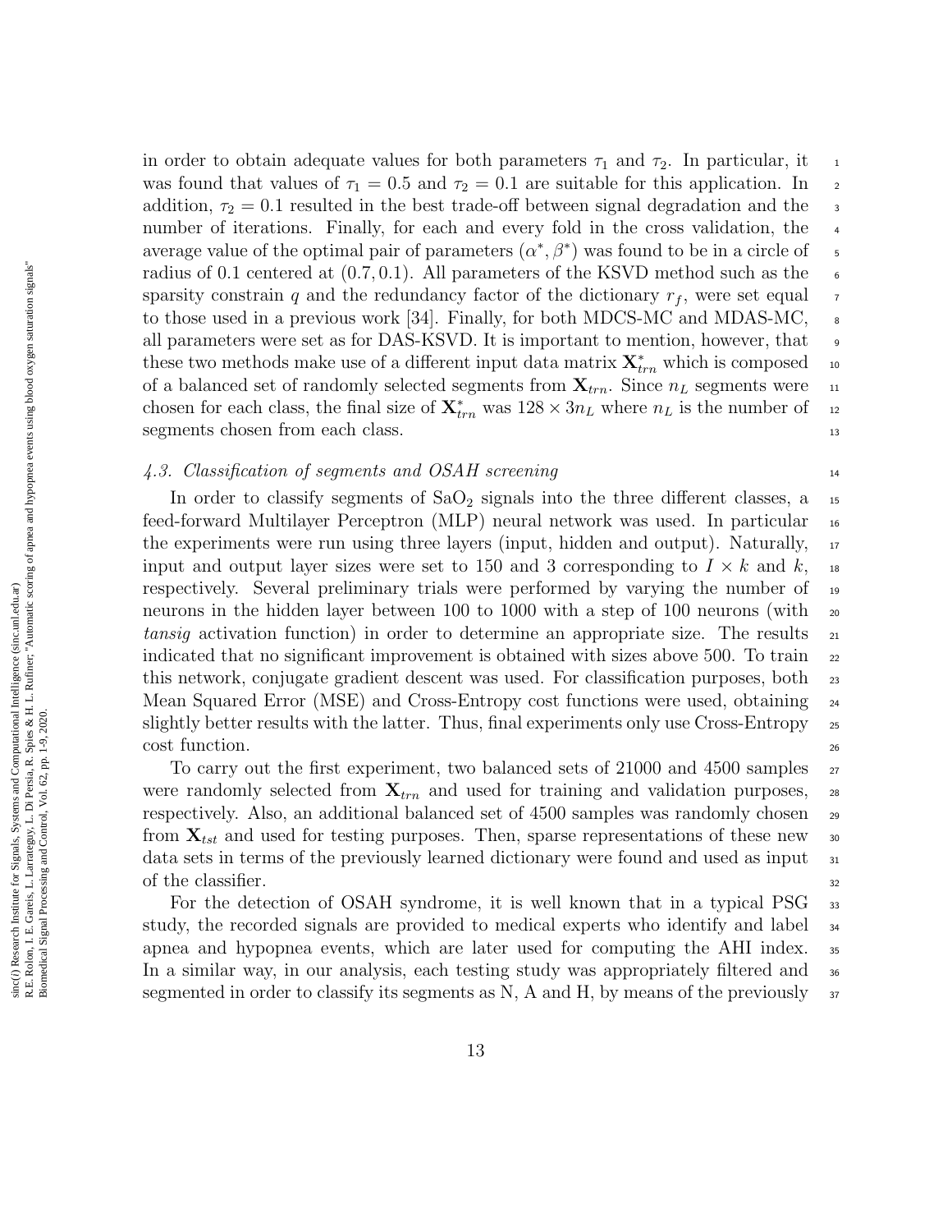in order to obtain adequate values for both parameters $\tau_1$ and $\tau_2$. In particular, it was found that values of $\tau_1 = 0.5$ and $\tau_2 = 0.1$ are suitable for this application. In addition, $\tau_2 = 0.1$ resulted in the best trade-off between signal degradation and the number of iterations. Finally, for each and every fold in the cross validation, the average value of the optimal pair of parameters $(\alpha^*, \beta^*)$ was found to be in a circle of radius of 0.1 centered at $(0.7, 0.1)$. All parameters of the KSVD method such as the sparsity constrain $q$ and the redundancy factor of the dictionary $r_f$, were set equal to those used in a previous work [34]. Finally, for both MDCS-MC and MDAS-MC, all parameters were set as for DAS-KSVD. It is important to mention, however, that these two methods make use of a different input data matrix $\mathbf{X}^*_{trn}$ which is composed of a balanced set of randomly selected segments from $\mathbf{X}_{trn}$. Since $n_L$ segments were chosen for each class, the final size of $\mathbf{X}^*_{trn}$ was $128 \times 3n_L$ where $n_L$ is the number of segments chosen from each class.

### *4.3. Classification of segments and OSAH screening*

In order to classify segments of $SaO_2$ signals into the three different classes, a feed-forward Multilayer Perceptron (MLP) neural network was used. In particular the experiments were run using three layers (input, hidden and output). Naturally, input and output layer sizes were set to 150 and 3 corresponding to $I \times k$ and $k$, respectively. Several preliminary trials were performed by varying the number of neurons in the hidden layer between 100 to 1000 with a step of 100 neurons (with *tansig* activation function) in order to determine an appropriate size. The results indicated that no significant improvement is obtained with sizes above 500. To train this network, conjugate gradient descent was used. For classification purposes, both Mean Squared Error (MSE) and Cross-Entropy cost functions were used, obtaining slightly better results with the latter. Thus, final experiments only use Cross-Entropy cost function.

To carry out the first experiment, two balanced sets of 21000 and 4500 samples were randomly selected from $\mathbf{X}_{trn}$ and used for training and validation purposes, respectively. Also, an additional balanced set of 4500 samples was randomly chosen from $\mathbf{X}_{tst}$ and used for testing purposes. Then, sparse representations of these new data sets in terms of the previously learned dictionary were found and used as input of the classifier.

For the detection of OSAH syndrome, it is well known that in a typical PSG study, the recorded signals are provided to medical experts who identify and label apnea and hypopnea events, which are later used for computing the AHI index. In a similar way, in our analysis, each testing study was appropriately filtered and segmented in order to classify its segments as N, A and H, by means of the previously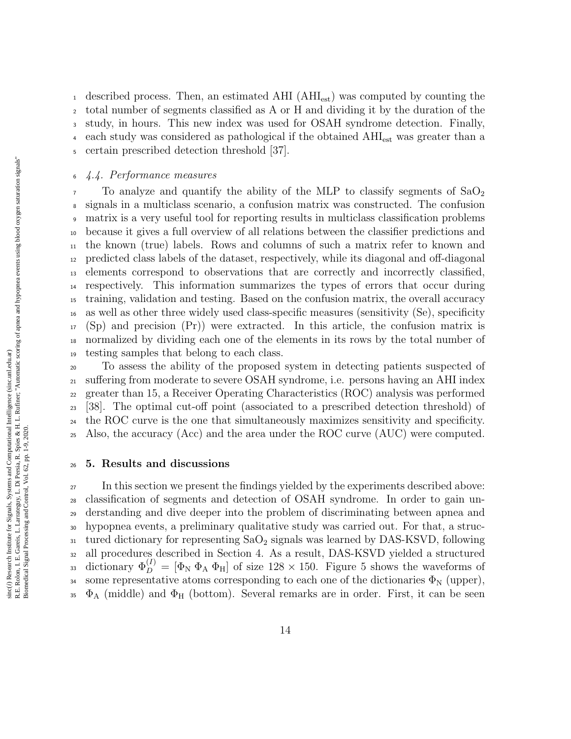described process. Then, an estimated AHI ($AHI_{est}$) was computed by counting the total number of segments classified as A or H and dividing it by the duration of the study, in hours. This new index was used for OSAH syndrome detection. Finally, each study was considered as pathological if the obtained $AHI_{est}$ was greater than a certain prescribed detection threshold [37].

### *4.4. Performance measures*

To analyze and quantify the ability of the MLP to classify segments of $SaO_2$ signals in a multiclass scenario, a confusion matrix was constructed. The confusion matrix is a very useful tool for reporting results in multiclass classification problems because it gives a full overview of all relations between the classifier predictions and the known (true) labels. Rows and columns of such a matrix refer to known and predicted class labels of the dataset, respectively, while its diagonal and off-diagonal elements correspond to observations that are correctly and incorrectly classified, respectively. This information summarizes the types of errors that occur during training, validation and testing. Based on the confusion matrix, the overall accuracy as well as other three widely used class-specific measures (sensitivity (Se), specificity (Sp) and precision (Pr)) were extracted. In this article, the confusion matrix is normalized by dividing each one of the elements in its rows by the total number of testing samples that belong to each class.

To assess the ability of the proposed system in detecting patients suspected of suffering from moderate to severe OSAH syndrome, i.e. persons having an AHI index greater than 15, a Receiver Operating Characteristics (ROC) analysis was performed [38]. The optimal cut-off point (associated to a prescribed detection threshold) of the ROC curve is the one that simultaneously maximizes sensitivity and specificity. Also, the accuracy (Acc) and the area under the ROC curve (AUC) were computed.

## 5. Results and discussions

In this section we present the findings yielded by the experiments described above: classification of segments and detection of OSAH syndrome. In order to gain understanding and dive deeper into the problem of discriminating between apnea and hypopnea events, a preliminary qualitative study was carried out. For that, a structured dictionary for representing $SaO_2$ signals was learned by DAS-KSVD, following all procedures described in Section 4. As a result, DAS-KSVD yielded a structured dictionary $\Phi_D^{(I)} = [\Phi_N \ \Phi_A \ \Phi_H]$ of size $128 \times 150$. Figure 5 shows the waveforms of some representative atoms corresponding to each one of the dictionaries $\Phi_N$ (upper), $\Phi_A$ (middle) and $\Phi_H$ (bottom). Several remarks are in order. First, it can be seen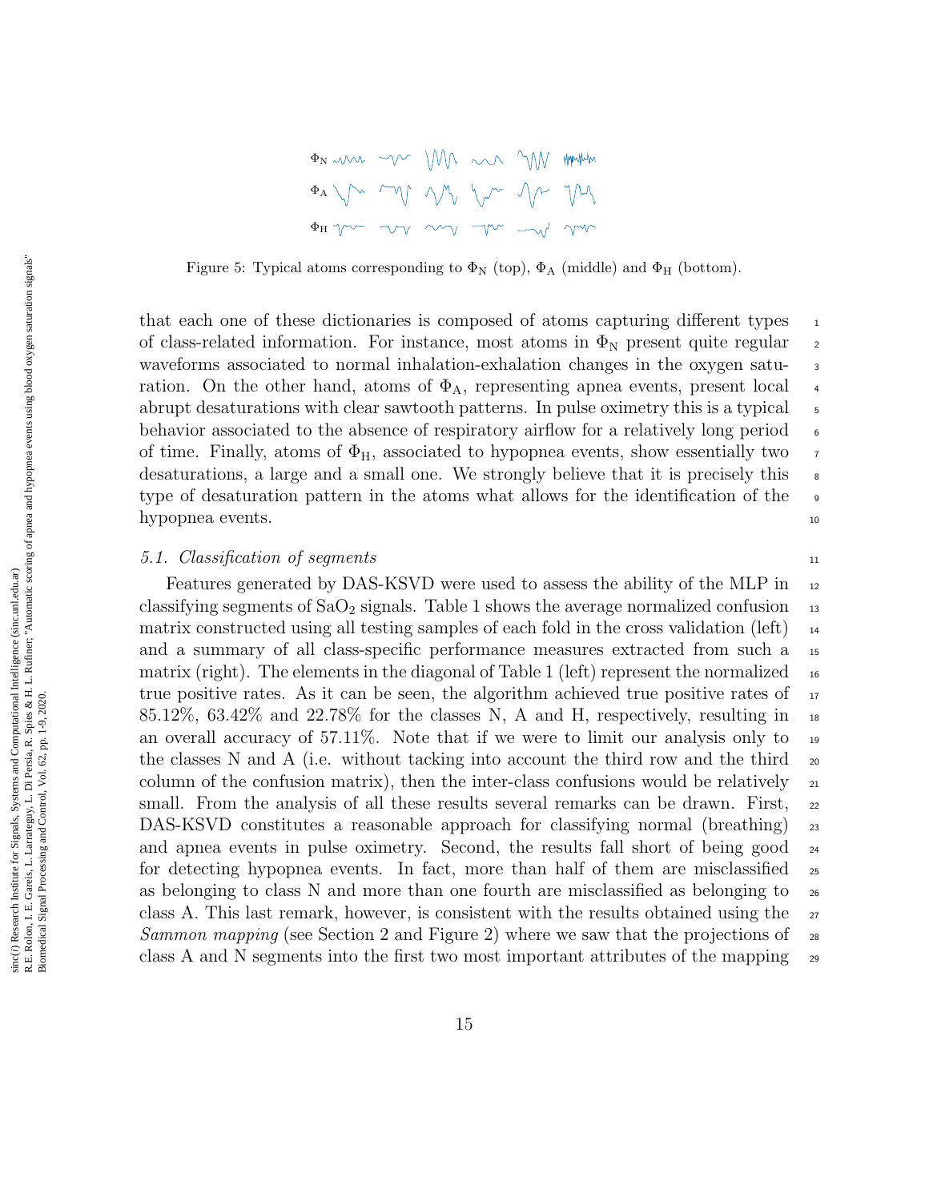Figure 5: Typical atoms corresponding to $\Phi_\mathrm{N}$ (top), $\Phi_\mathrm{A}$ (middle) and $\Phi_\mathrm{H}$ (bottom).

that each one of these dictionaries is composed of atoms capturing different types of class-related information. For instance, most atoms in $\Phi_\mathrm{N}$ present quite regular waveforms associated to normal inhalation-exhalation changes in the oxygen saturation. On the other hand, atoms of $\Phi_\mathrm{A}$, representing apnea events, present local abrupt desaturations with clear sawtooth patterns. In pulse oximetry this is a typical behavior associated to the absence of respiratory airflow for a relatively long period of time. Finally, atoms of $\Phi_\mathrm{H}$, associated to hypopnea events, show essentially two desaturations, a large and a small one. We strongly believe that it is precisely this type of desaturation pattern in the atoms what allows for the identification of the hypopnea events.

### *5.1. Classification of segments*

Features generated by DAS-KSVD were used to assess the ability of the MLP in classifying segments of $\mathrm{SaO_2}$ signals. Table 1 shows the average normalized confusion matrix constructed using all testing samples of each fold in the cross validation (left) and a summary of all class-specific performance measures extracted from such a matrix (right). The elements in the diagonal of Table 1 (left) represent the normalized true positive rates. As it can be seen, the algorithm achieved true positive rates of 85.12%, 63.42% and 22.78% for the classes N, A and H, respectively, resulting in an overall accuracy of 57.11%. Note that if we were to limit our analysis only to the classes N and A (i.e. without tacking into account the third row and the third column of the confusion matrix), then the inter-class confusions would be relatively small. From the analysis of all these results several remarks can be drawn. First, DAS-KSVD constitutes a reasonable approach for classifying normal (breathing) and apnea events in pulse oximetry. Second, the results fall short of being good for detecting hypopnea events. In fact, more than half of them are misclassified as belonging to class N and more than one fourth are misclassified as belonging to class A. This last remark, however, is consistent with the results obtained using the *Sammon mapping* (see Section 2 and Figure 2) where we saw that the projections of class A and N segments into the first two most important attributes of the mapping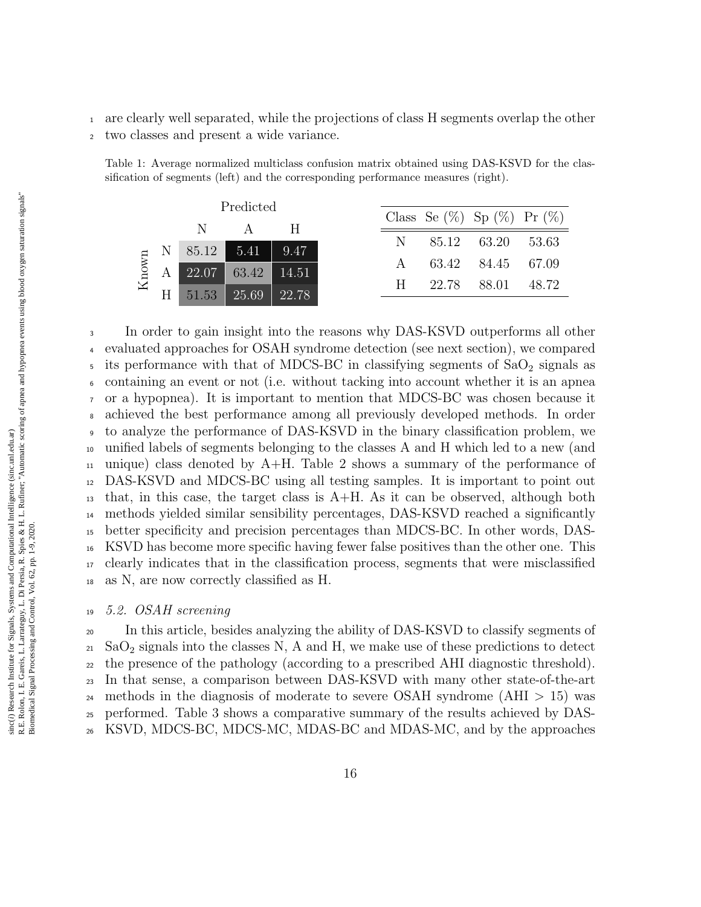are clearly well separated, while the projections of class H segments overlap the other two classes and present a wide variance.

Table 1: Average normalized multiclass confusion matrix obtained using DAS-KSVD for the classification of segments (left) and the corresponding performance measures (right).

| Known \ Predicted | N | A | H |
|---|---|---|---|
| N | 85.12 | 5.41 | 9.47 |
| A | 22.07 | 63.42 | 14.51 |
| H | 51.53 | 25.69 | 22.78 |

| Class | Se (%) | Sp (%) | Pr (%) |
|---|---|---|---|
| N | 85.12 | 63.20 | 53.63 |
| A | 63.42 | 84.45 | 67.09 |
| H | 22.78 | 88.01 | 48.72 |

In order to gain insight into the reasons why DAS-KSVD outperforms all other evaluated approaches for OSAH syndrome detection (see next section), we compared its performance with that of MDCS-BC in classifying segments of $SaO_2$ signals as containing an event or not (i.e. without tacking into account whether it is an apnea or a hypopnea). It is important to mention that MDCS-BC was chosen because it achieved the best performance among all previously developed methods. In order to analyze the performance of DAS-KSVD in the binary classification problem, we unified labels of segments belonging to the classes A and H which led to a new (and unique) class denoted by A+H. Table 2 shows a summary of the performance of DAS-KSVD and MDCS-BC using all testing samples. It is important to point out that, in this case, the target class is A+H. As it can be observed, although both methods yielded similar sensibility percentages, DAS-KSVD reached a significantly better specificity and precision percentages than MDCS-BC. In other words, DAS-KSVD has become more specific having fewer false positives than the other one. This clearly indicates that in the classification process, segments that were misclassified as N, are now correctly classified as H.

## *5.2. OSAH screening*

In this article, besides analyzing the ability of DAS-KSVD to classify segments of $SaO_2$ signals into the classes N, A and H, we make use of these predictions to detect the presence of the pathology (according to a prescribed AHI diagnostic threshold). In that sense, a comparison between DAS-KSVD with many other state-of-the-art methods in the diagnosis of moderate to severe OSAH syndrome (AHI $>$ 15) was performed. Table 3 shows a comparative summary of the results achieved by DAS-KSVD, MDCS-BC, MDCS-MC, MDAS-BC and MDAS-MC, and by the approaches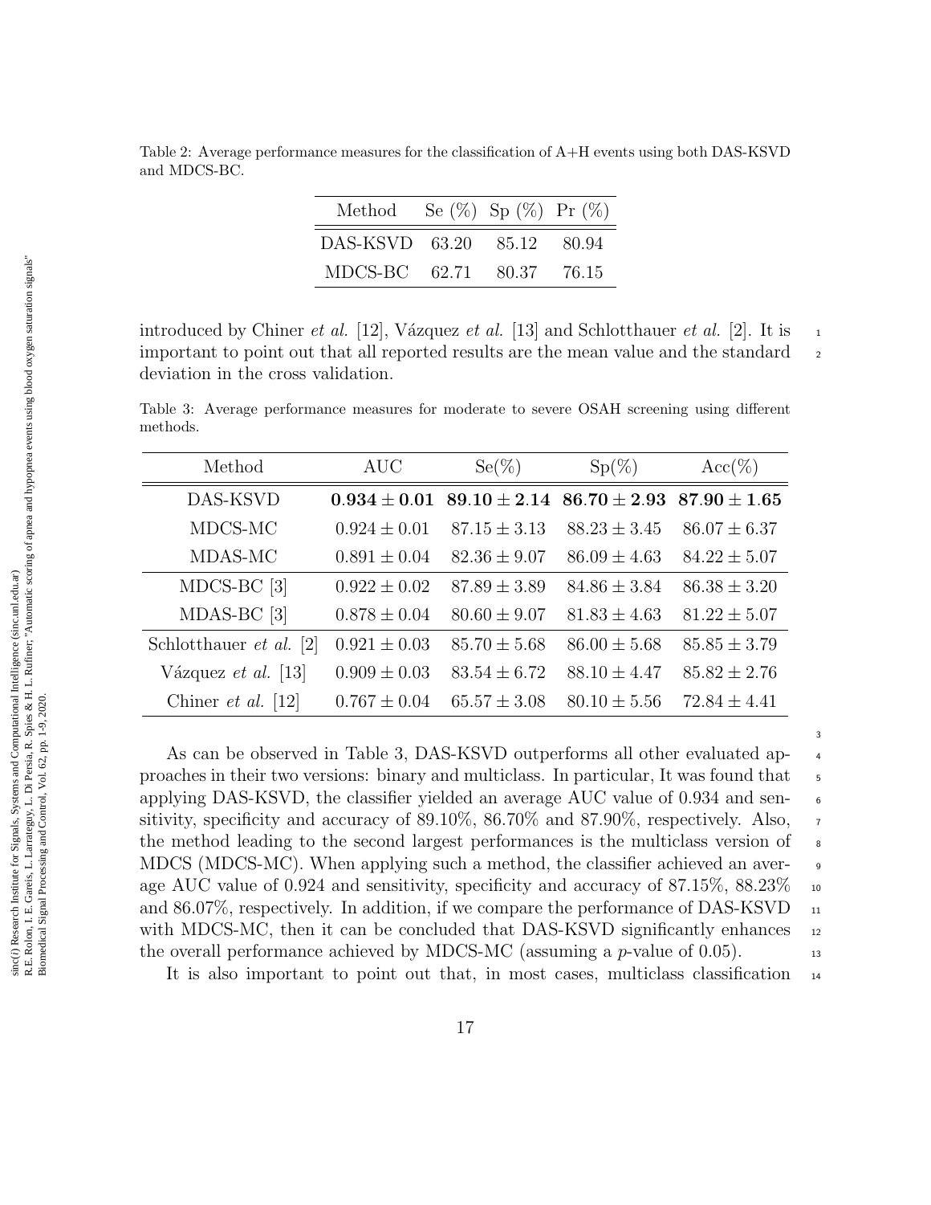Table 2: Average performance measures for the classification of A+H events using both DAS-KSVD and MDCS-BC.

| Method | Se (%) | Sp (%) | Pr (%) |
|---|---|---|---|
| DAS-KSVD | 63.20 | 85.12 | 80.94 |
| MDCS-BC | 62.71 | 80.37 | 76.15 |

introduced by Chiner *et al.* [12], Vázquez *et al.* [13] and Schlotthauer *et al.* [2]. It is important to point out that all reported results are the mean value and the standard deviation in the cross validation.

Table 3: Average performance measures for moderate to severe OSAH screening using different methods.

| Method | AUC | Se(%) | Sp(%) | Acc(%) |
|---|---|---|---|---|
| DAS-KSVD | $\mathbf{0.934 \pm 0.01}$ | $\mathbf{89.10 \pm 2.14}$ | $\mathbf{86.70 \pm 2.93}$ | $\mathbf{87.90 \pm 1.65}$ |
| MDCS-MC | $0.924 \pm 0.01$ | $87.15 \pm 3.13$ | $88.23 \pm 3.45$ | $86.07 \pm 6.37$ |
| MDAS-MC | $0.891 \pm 0.04$ | $82.36 \pm 9.07$ | $86.09 \pm 4.63$ | $84.22 \pm 5.07$ |
| MDCS-BC [3] | $0.922 \pm 0.02$ | $87.89 \pm 3.89$ | $84.86 \pm 3.84$ | $86.38 \pm 3.20$ |
| MDAS-BC [3] | $0.878 \pm 0.04$ | $80.60 \pm 9.07$ | $81.83 \pm 4.63$ | $81.22 \pm 5.07$ |
| Schlotthauer *et al.* [2] | $0.921 \pm 0.03$ | $85.70 \pm 5.68$ | $86.00 \pm 5.68$ | $85.85 \pm 3.79$ |
| Vázquez *et al.* [13] | $0.909 \pm 0.03$ | $83.54 \pm 6.72$ | $88.10 \pm 4.47$ | $85.82 \pm 2.76$ |
| Chiner *et al.* [12] | $0.767 \pm 0.04$ | $65.57 \pm 3.08$ | $80.10 \pm 5.56$ | $72.84 \pm 4.41$ |

As can be observed in Table 3, DAS-KSVD outperforms all other evaluated approaches in their two versions: binary and multiclass. In particular, It was found that applying DAS-KSVD, the classifier yielded an average AUC value of 0.934 and sensitivity, specificity and accuracy of 89.10%, 86.70% and 87.90%, respectively. Also, the method leading to the second largest performances is the multiclass version of MDCS (MDCS-MC). When applying such a method, the classifier achieved an average AUC value of 0.924 and sensitivity, specificity and accuracy of 87.15%, 88.23% and 86.07%, respectively. In addition, if we compare the performance of DAS-KSVD with MDCS-MC, then it can be concluded that DAS-KSVD significantly enhances the overall performance achieved by MDCS-MC (assuming a $p$-value of 0.05).

It is also important to point out that, in most cases, multiclass classification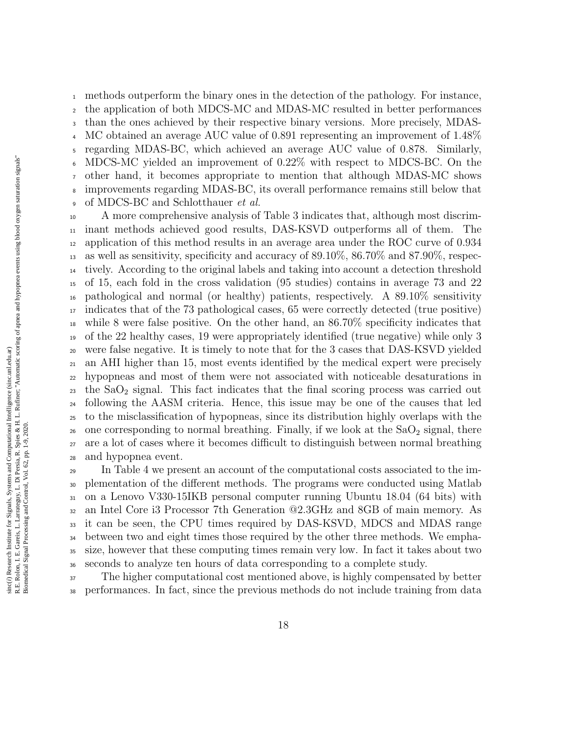methods outperform the binary ones in the detection of the pathology. For instance, the application of both MDCS-MC and MDAS-MC resulted in better performances than the ones achieved by their respective binary versions. More precisely, MDAS-MC obtained an average AUC value of 0.891 representing an improvement of 1.48% regarding MDAS-BC, which achieved an average AUC value of 0.878. Similarly, MDCS-MC yielded an improvement of 0.22% with respect to MDCS-BC. On the other hand, it becomes appropriate to mention that although MDAS-MC shows improvements regarding MDAS-BC, its overall performance remains still below that of MDCS-BC and Schlotthauer *et al.*

A more comprehensive analysis of Table 3 indicates that, although most discriminant methods achieved good results, DAS-KSVD outperforms all of them. The application of this method results in an average area under the ROC curve of 0.934 as well as sensitivity, specificity and accuracy of 89.10%, 86.70% and 87.90%, respectively. According to the original labels and taking into account a detection threshold of 15, each fold in the cross validation (95 studies) contains in average 73 and 22 pathological and normal (or healthy) patients, respectively. A 89.10% sensitivity indicates that of the 73 pathological cases, 65 were correctly detected (true positive) while 8 were false positive. On the other hand, an 86.70% specificity indicates that of the 22 healthy cases, 19 were appropriately identified (true negative) while only 3 were false negative. It is timely to note that for the 3 cases that DAS-KSVD yielded an AHI higher than 15, most events identified by the medical expert were precisely hypopneas and most of them were not associated with noticeable desaturations in the $SaO_2$ signal. This fact indicates that the final scoring process was carried out following the AASM criteria. Hence, this issue may be one of the causes that led to the misclassification of hypopneas, since its distribution highly overlaps with the one corresponding to normal breathing. Finally, if we look at the $SaO_2$ signal, there are a lot of cases where it becomes difficult to distinguish between normal breathing and hypopnea event.

In Table 4 we present an account of the computational costs associated to the implementation of the different methods. The programs were conducted using Matlab on a Lenovo V330-15IKB personal computer running Ubuntu 18.04 (64 bits) with an Intel Core i3 Processor 7th Generation @2.3GHz and 8GB of main memory. As it can be seen, the CPU times required by DAS-KSVD, MDCS and MDAS range between two and eight times those required by the other three methods. We emphasize, however that these computing times remain very low. In fact it takes about two seconds to analyze ten hours of data corresponding to a complete study.

The higher computational cost mentioned above, is highly compensated by better performances. In fact, since the previous methods do not include training from data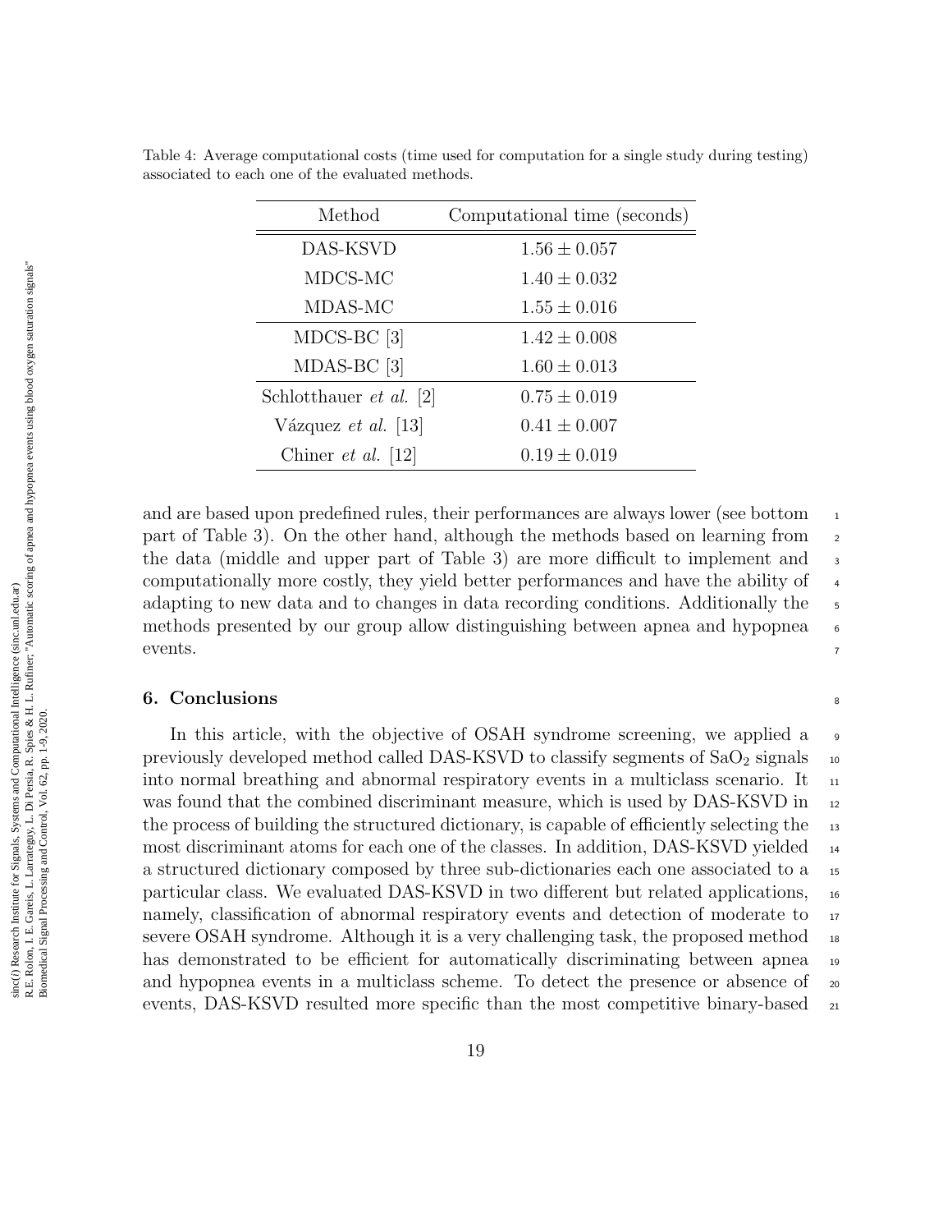Table 4: Average computational costs (time used for computation for a single study during testing) associated to each one of the evaluated methods.

| Method | Computational time (seconds) |
|---|---|
| DAS-KSVD | $1.56 \pm 0.057$ |
| MDCS-MC | $1.40 \pm 0.032$ |
| MDAS-MC | $1.55 \pm 0.016$ |
| MDCS-BC [3] | $1.42 \pm 0.008$ |
| MDAS-BC [3] | $1.60 \pm 0.013$ |
| Schlotthauer *et al.* [2] | $0.75 \pm 0.019$ |
| Vázquez *et al.* [13] | $0.41 \pm 0.007$ |
| Chiner *et al.* [12] | $0.19 \pm 0.019$ |

and are based upon predefined rules, their performances are always lower (see bottom part of Table 3). On the other hand, although the methods based on learning from the data (middle and upper part of Table 3) are more difficult to implement and computationally more costly, they yield better performances and have the ability of adapting to new data and to changes in data recording conditions. Additionally the methods presented by our group allow distinguishing between apnea and hypopnea events.

## 6. Conclusions

In this article, with the objective of OSAH syndrome screening, we applied a previously developed method called DAS-KSVD to classify segments of $SaO_2$ signals into normal breathing and abnormal respiratory events in a multiclass scenario. It was found that the combined discriminant measure, which is used by DAS-KSVD in the process of building the structured dictionary, is capable of efficiently selecting the most discriminant atoms for each one of the classes. In addition, DAS-KSVD yielded a structured dictionary composed by three sub-dictionaries each one associated to a particular class. We evaluated DAS-KSVD in two different but related applications, namely, classification of abnormal respiratory events and detection of moderate to severe OSAH syndrome. Although it is a very challenging task, the proposed method has demonstrated to be efficient for automatically discriminating between apnea and hypopnea events in a multiclass scheme. To detect the presence or absence of events, DAS-KSVD resulted more specific than the most competitive binary-based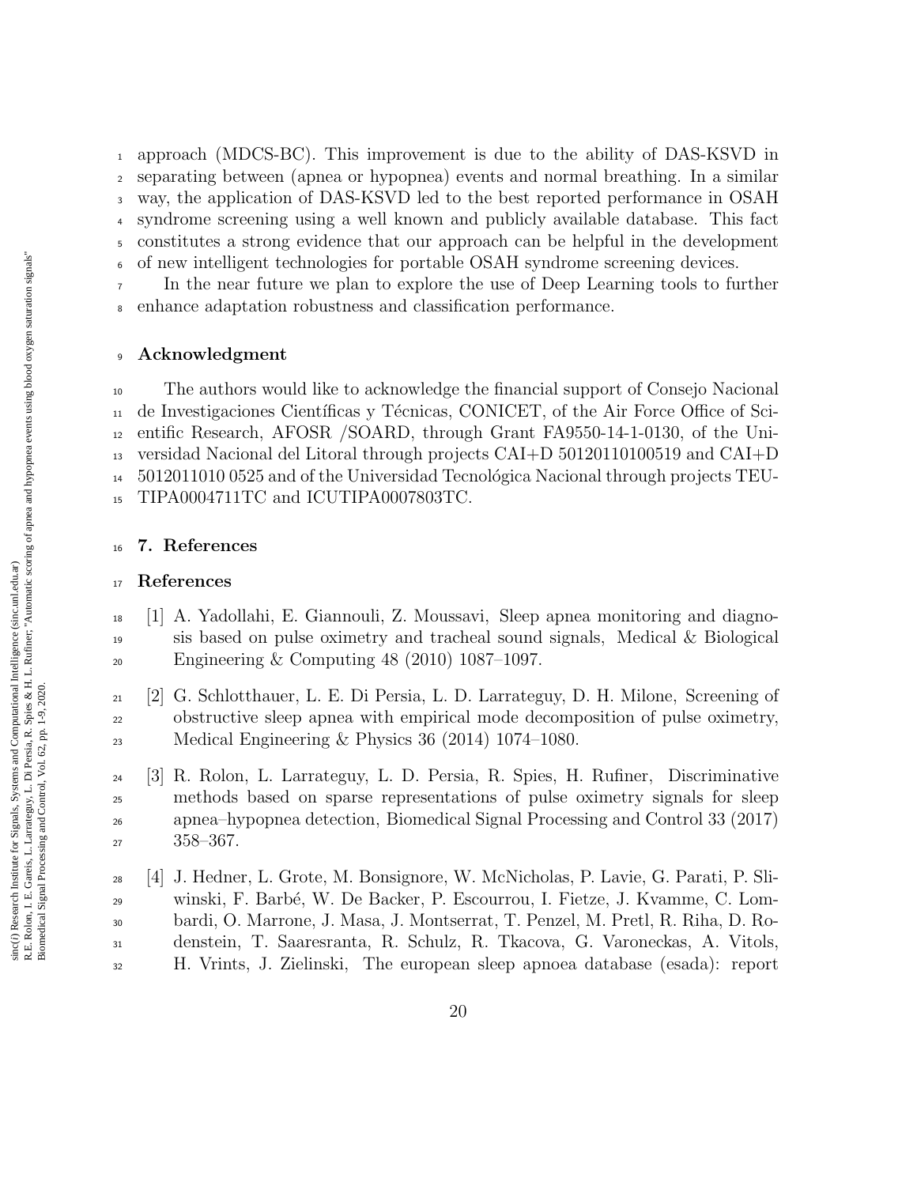approach (MDCS-BC). This improvement is due to the ability of DAS-KSVD in separating between (apnea or hypopnea) events and normal breathing. In a similar way, the application of DAS-KSVD led to the best reported performance in OSAH syndrome screening using a well known and publicly available database. This fact constitutes a strong evidence that our approach can be helpful in the development of new intelligent technologies for portable OSAH syndrome screening devices.

In the near future we plan to explore the use of Deep Learning tools to further enhance adaptation robustness and classification performance.

## Acknowledgment

The authors would like to acknowledge the financial support of Consejo Nacional de Investigaciones Científicas y Técnicas, CONICET, of the Air Force Office of Scientific Research, AFOSR /SOARD, through Grant FA9550-14-1-0130, of the Universidad Nacional del Litoral through projects CAI+D 50120110100519 and CAI+D 5012011010 0525 and of the Universidad Tecnológica Nacional through projects TEUTIPA0004711TC and ICUTIPA0007803TC.

## 7. References

## References

[1] A. Yadollahi, E. Giannouli, Z. Moussavi, Sleep apnea monitoring and diagnosis based on pulse oximetry and tracheal sound signals, Medical & Biological Engineering & Computing 48 (2010) 1087–1097.

[2] G. Schlotthauer, L. E. Di Persia, L. D. Larrateguy, D. H. Milone, Screening of obstructive sleep apnea with empirical mode decomposition of pulse oximetry, Medical Engineering & Physics 36 (2014) 1074–1080.

[3] R. Rolon, L. Larrateguy, L. D. Persia, R. Spies, H. Rufiner, Discriminative methods based on sparse representations of pulse oximetry signals for sleep apnea–hypopnea detection, Biomedical Signal Processing and Control 33 (2017) 358–367.

[4] J. Hedner, L. Grote, M. Bonsignore, W. McNicholas, P. Lavie, G. Parati, P. Sliwinski, F. Barbé, W. De Backer, P. Escourrou, I. Fietze, J. Kvamme, C. Lombardi, O. Marrone, J. Masa, J. Montserrat, T. Penzel, M. Pretl, R. Riha, D. Rodenstein, T. Saaresranta, R. Schulz, R. Tkacova, G. Varoneckas, A. Vitols, H. Vrints, J. Zielinski, The european sleep apnoea database (esada): report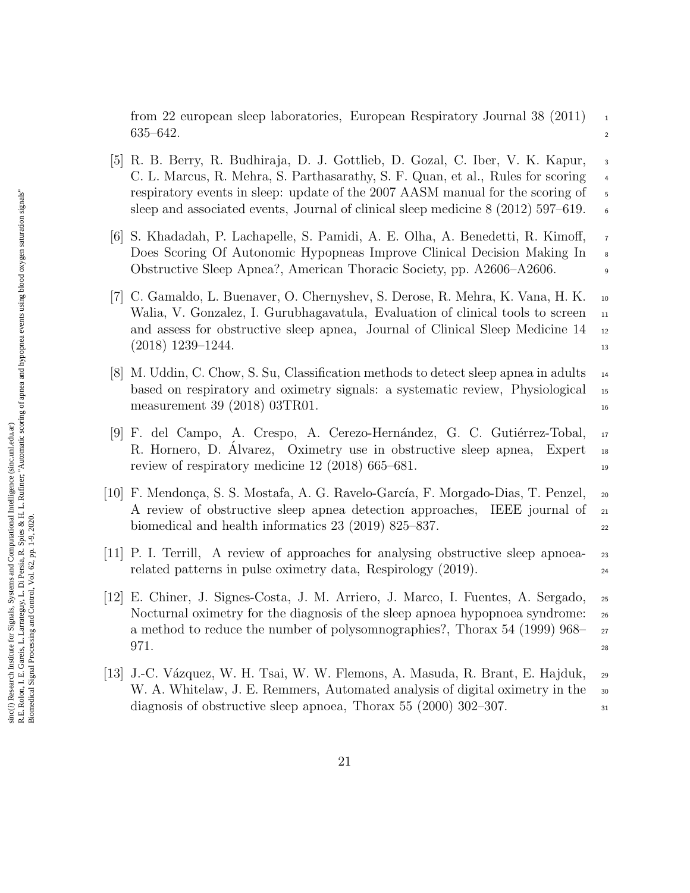from 22 european sleep laboratories, European Respiratory Journal 38 (2011) 635–642.

[5] R. B. Berry, R. Budhiraja, D. J. Gottlieb, D. Gozal, C. Iber, V. K. Kapur, C. L. Marcus, R. Mehra, S. Parthasarathy, S. F. Quan, et al., Rules for scoring respiratory events in sleep: update of the 2007 AASM manual for the scoring of sleep and associated events, Journal of clinical sleep medicine 8 (2012) 597–619.

[6] S. Khadadah, P. Lachapelle, S. Pamidi, A. E. Olha, A. Benedetti, R. Kimoff, Does Scoring Of Autonomic Hypopneas Improve Clinical Decision Making In Obstructive Sleep Apnea?, American Thoracic Society, pp. A2606–A2606.

[7] C. Gamaldo, L. Buenaver, O. Chernyshev, S. Derose, R. Mehra, K. Vana, H. K. Walia, V. Gonzalez, I. Gurubhagavatula, Evaluation of clinical tools to screen and assess for obstructive sleep apnea, Journal of Clinical Sleep Medicine 14 (2018) 1239–1244.

[8] M. Uddin, C. Chow, S. Su, Classification methods to detect sleep apnea in adults based on respiratory and oximetry signals: a systematic review, Physiological measurement 39 (2018) 03TR01.

[9] F. del Campo, A. Crespo, A. Cerezo-Hernández, G. C. Gutiérrez-Tobal, R. Hornero, D. Álvarez, Oximetry use in obstructive sleep apnea, Expert review of respiratory medicine 12 (2018) 665–681.

[10] F. Mendonça, S. S. Mostafa, A. G. Ravelo-García, F. Morgado-Dias, T. Penzel, A review of obstructive sleep apnea detection approaches, IEEE journal of biomedical and health informatics 23 (2019) 825–837.

[11] P. I. Terrill, A review of approaches for analysing obstructive sleep apnoea-related patterns in pulse oximetry data, Respirology (2019).

[12] E. Chiner, J. Signes-Costa, J. M. Arriero, J. Marco, I. Fuentes, A. Sergado, Nocturnal oximetry for the diagnosis of the sleep apnoea hypopnoea syndrome: a method to reduce the number of polysomnographies?, Thorax 54 (1999) 968–971.

[13] J.-C. Vázquez, W. H. Tsai, W. W. Flemons, A. Masuda, R. Brant, E. Hajduk, W. A. Whitelaw, J. E. Remmers, Automated analysis of digital oximetry in the diagnosis of obstructive sleep apnoea, Thorax 55 (2000) 302–307.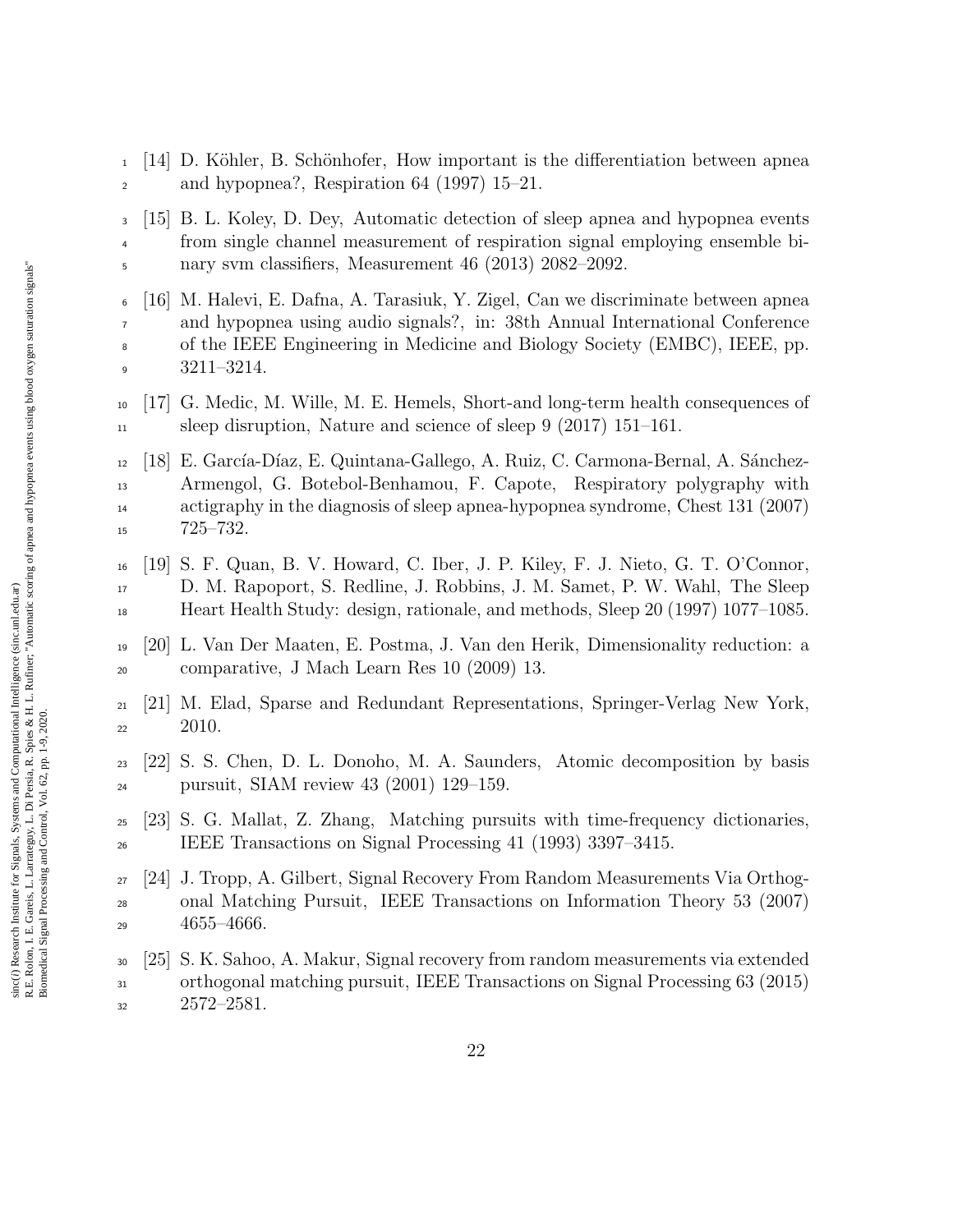[14] D. Köhler, B. Schönhofer, How important is the differentiation between apnea and hypopnea?, Respiration 64 (1997) 15–21.

[15] B. L. Koley, D. Dey, Automatic detection of sleep apnea and hypopnea events from single channel measurement of respiration signal employing ensemble binary svm classifiers, Measurement 46 (2013) 2082–2092.

[16] M. Halevi, E. Dafna, A. Tarasiuk, Y. Zigel, Can we discriminate between apnea and hypopnea using audio signals?, in: 38th Annual International Conference of the IEEE Engineering in Medicine and Biology Society (EMBC), IEEE, pp. 3211–3214.

[17] G. Medic, M. Wille, M. E. Hemels, Short-and long-term health consequences of sleep disruption, Nature and science of sleep 9 (2017) 151–161.

[18] E. García-Díaz, E. Quintana-Gallego, A. Ruiz, C. Carmona-Bernal, A. Sánchez-Armengol, G. Botebol-Benhamou, F. Capote, Respiratory polygraphy with actigraphy in the diagnosis of sleep apnea-hypopnea syndrome, Chest 131 (2007) 725–732.

[19] S. F. Quan, B. V. Howard, C. Iber, J. P. Kiley, F. J. Nieto, G. T. O'Connor, D. M. Rapoport, S. Redline, J. Robbins, J. M. Samet, P. W. Wahl, The Sleep Heart Health Study: design, rationale, and methods, Sleep 20 (1997) 1077–1085.

[20] L. Van Der Maaten, E. Postma, J. Van den Herik, Dimensionality reduction: a comparative, J Mach Learn Res 10 (2009) 13.

[21] M. Elad, Sparse and Redundant Representations, Springer-Verlag New York, 2010.

[22] S. S. Chen, D. L. Donoho, M. A. Saunders, Atomic decomposition by basis pursuit, SIAM review 43 (2001) 129–159.

[23] S. G. Mallat, Z. Zhang, Matching pursuits with time-frequency dictionaries, IEEE Transactions on Signal Processing 41 (1993) 3397–3415.

[24] J. Tropp, A. Gilbert, Signal Recovery From Random Measurements Via Orthogonal Matching Pursuit, IEEE Transactions on Information Theory 53 (2007) 4655–4666.

[25] S. K. Sahoo, A. Makur, Signal recovery from random measurements via extended orthogonal matching pursuit, IEEE Transactions on Signal Processing 63 (2015) 2572–2581.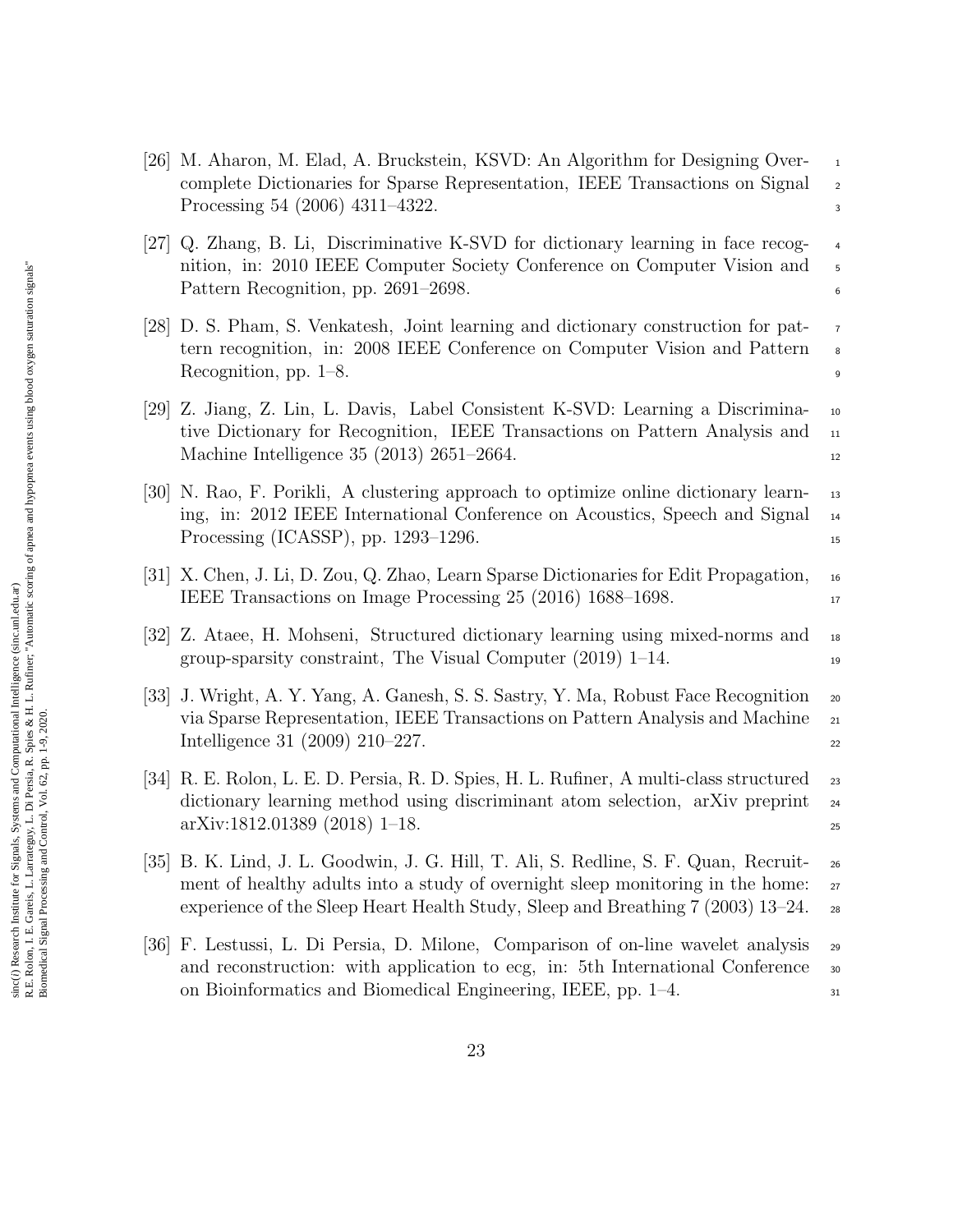[26] M. Aharon, M. Elad, A. Bruckstein, KSVD: An Algorithm for Designing Overcomplete Dictionaries for Sparse Representation, IEEE Transactions on Signal Processing 54 (2006) 4311–4322.

[27] Q. Zhang, B. Li, Discriminative K-SVD for dictionary learning in face recognition, in: 2010 IEEE Computer Society Conference on Computer Vision and Pattern Recognition, pp. 2691–2698.

[28] D. S. Pham, S. Venkatesh, Joint learning and dictionary construction for pattern recognition, in: 2008 IEEE Conference on Computer Vision and Pattern Recognition, pp. 1–8.

[29] Z. Jiang, Z. Lin, L. Davis, Label Consistent K-SVD: Learning a Discriminative Dictionary for Recognition, IEEE Transactions on Pattern Analysis and Machine Intelligence 35 (2013) 2651–2664.

[30] N. Rao, F. Porikli, A clustering approach to optimize online dictionary learning, in: 2012 IEEE International Conference on Acoustics, Speech and Signal Processing (ICASSP), pp. 1293–1296.

[31] X. Chen, J. Li, D. Zou, Q. Zhao, Learn Sparse Dictionaries for Edit Propagation, IEEE Transactions on Image Processing 25 (2016) 1688–1698.

[32] Z. Ataee, H. Mohseni, Structured dictionary learning using mixed-norms and group-sparsity constraint, The Visual Computer (2019) 1–14.

[33] J. Wright, A. Y. Yang, A. Ganesh, S. S. Sastry, Y. Ma, Robust Face Recognition via Sparse Representation, IEEE Transactions on Pattern Analysis and Machine Intelligence 31 (2009) 210–227.

[34] R. E. Rolon, L. E. D. Persia, R. D. Spies, H. L. Rufiner, A multi-class structured dictionary learning method using discriminant atom selection, arXiv preprint arXiv:1812.01389 (2018) 1–18.

[35] B. K. Lind, J. L. Goodwin, J. G. Hill, T. Ali, S. Redline, S. F. Quan, Recruitment of healthy adults into a study of overnight sleep monitoring in the home: experience of the Sleep Heart Health Study, Sleep and Breathing 7 (2003) 13–24.

[36] F. Lestussi, L. Di Persia, D. Milone, Comparison of on-line wavelet analysis and reconstruction: with application to ecg, in: 5th International Conference on Bioinformatics and Biomedical Engineering, IEEE, pp. 1–4.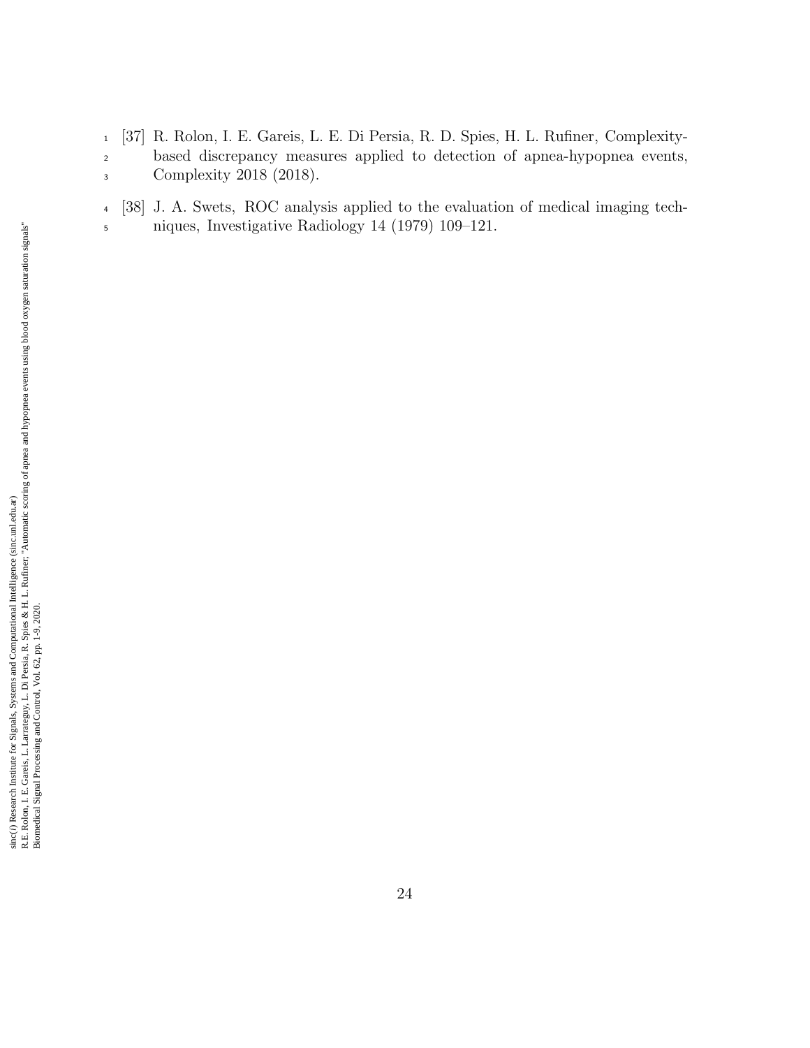[37] R. Rolon, I. E. Gareis, L. E. Di Persia, R. D. Spies, H. L. Rufiner, Complexity-based discrepancy measures applied to detection of apnea-hypopnea events, Complexity 2018 (2018).

[38] J. A. Swets, ROC analysis applied to the evaluation of medical imaging techniques, Investigative Radiology 14 (1979) 109–121.